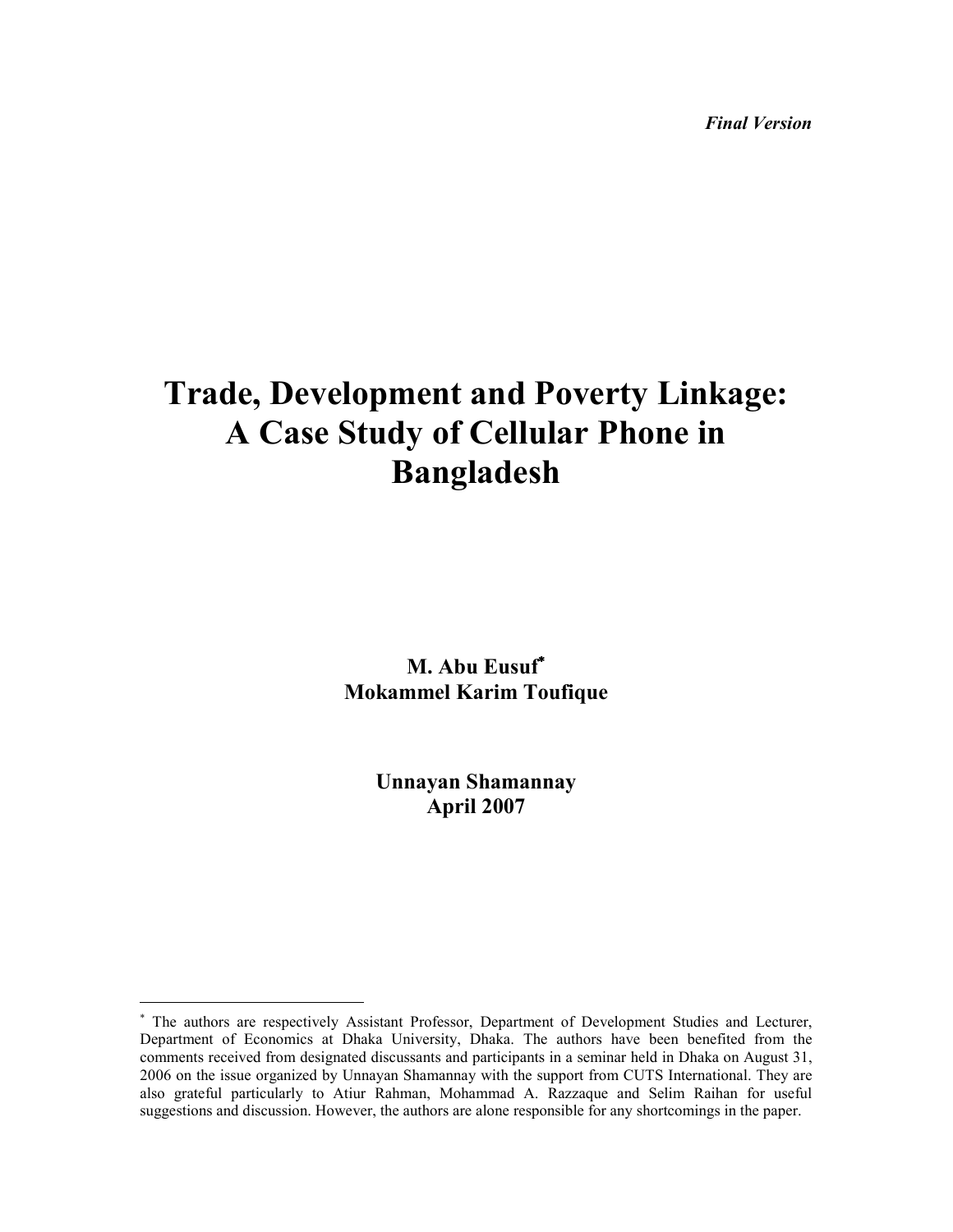*Final Version*

# Trade, Development and Poverty Linkage: A Case Study of Cellular Phone in Bangladesh

**M. Abu Eusuf[*]**
**Mokammel Karim Toufique**

**Unnayan Shamannay**
**April 2007**

---

[*] The authors are respectively Assistant Professor, Department of Development Studies and Lecturer, Department of Economics at Dhaka University, Dhaka. The authors have been benefited from the comments received from designated discussants and participants in a seminar held in Dhaka on August 31, 2006 on the issue organized by Unnayan Shamannay with the support from CUTS International. They are also grateful particularly to Atiur Rahman, Mohammad A. Razzaque and Selim Raihan for useful suggestions and discussion. However, the authors are alone responsible for any shortcomings in the paper.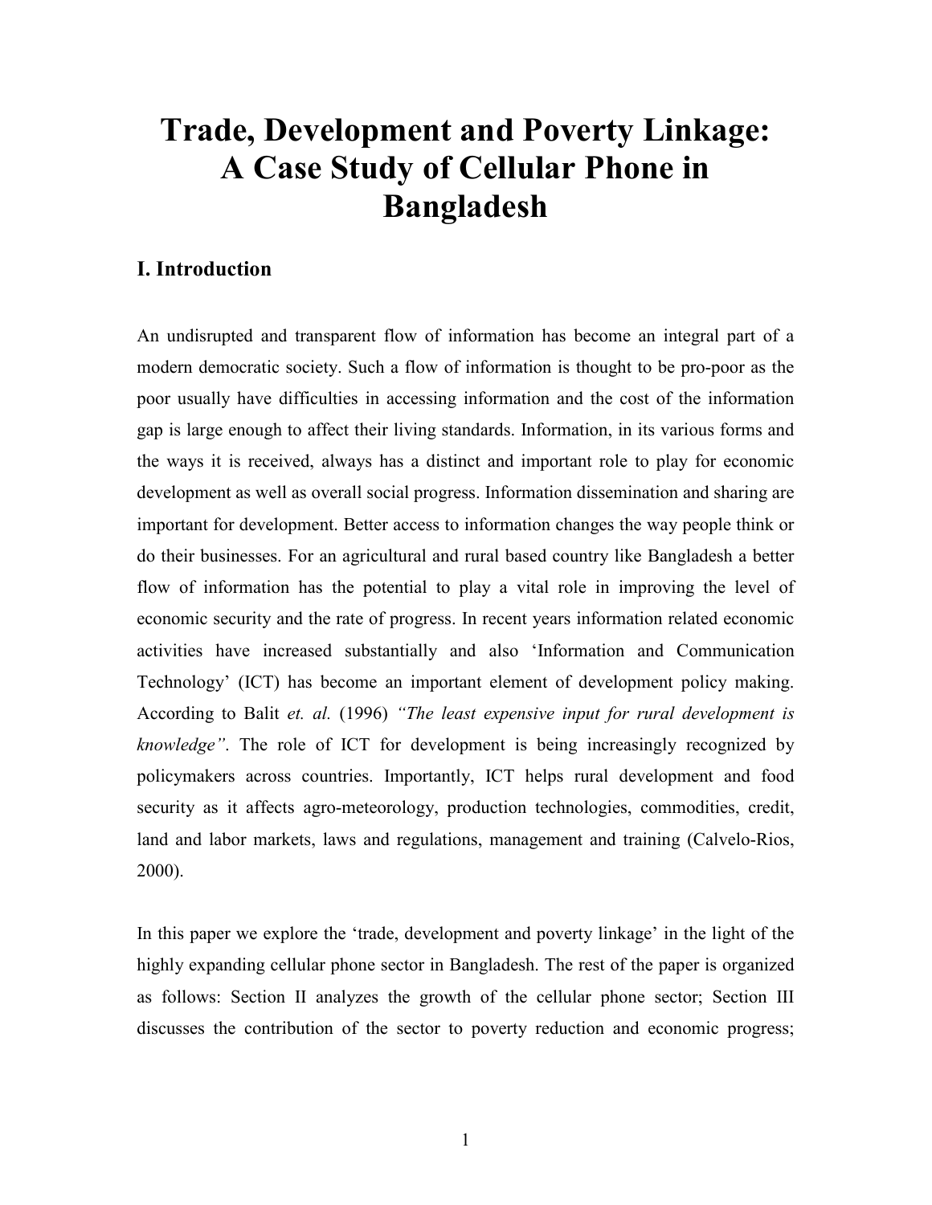# Trade, Development and Poverty Linkage: A Case Study of Cellular Phone in Bangladesh

## I. Introduction

An undisrupted and transparent flow of information has become an integral part of a modern democratic society. Such a flow of information is thought to be pro-poor as the poor usually have difficulties in accessing information and the cost of the information gap is large enough to affect their living standards. Information, in its various forms and the ways it is received, always has a distinct and important role to play for economic development as well as overall social progress. Information dissemination and sharing are important for development. Better access to information changes the way people think or do their businesses. For an agricultural and rural based country like Bangladesh a better flow of information has the potential to play a vital role in improving the level of economic security and the rate of progress. In recent years information related economic activities have increased substantially and also 'Information and Communication Technology' (ICT) has become an important element of development policy making. According to Balit *et. al.* (1996) *"The least expensive input for rural development is knowledge"*. The role of ICT for development is being increasingly recognized by policymakers across countries. Importantly, ICT helps rural development and food security as it affects agro-meteorology, production technologies, commodities, credit, land and labor markets, laws and regulations, management and training (Calvelo-Rios, 2000).

In this paper we explore the 'trade, development and poverty linkage' in the light of the highly expanding cellular phone sector in Bangladesh. The rest of the paper is organized as follows: Section II analyzes the growth of the cellular phone sector; Section III discusses the contribution of the sector to poverty reduction and economic progress;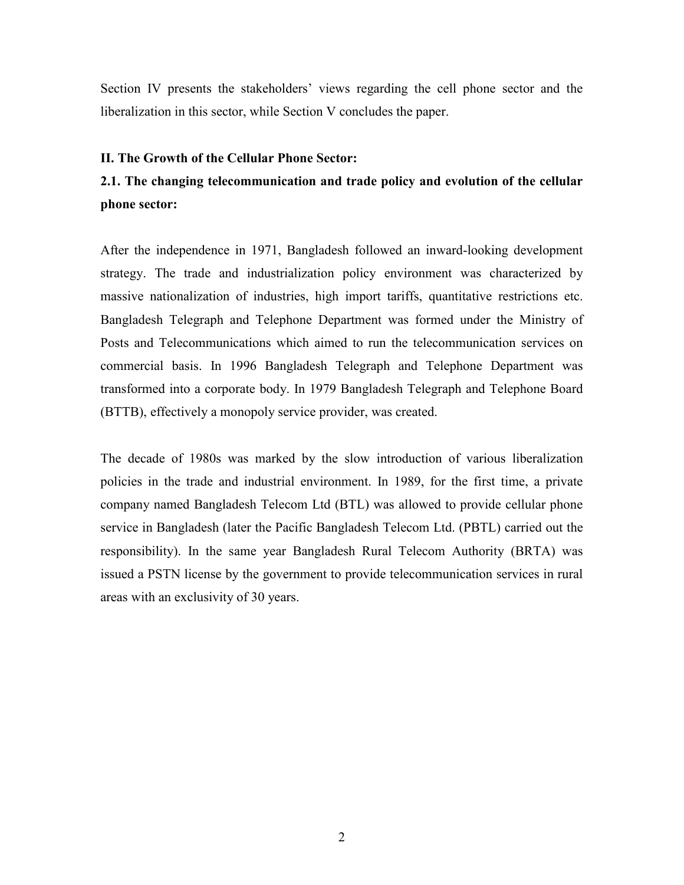Section IV presents the stakeholders' views regarding the cell phone sector and the liberalization in this sector, while Section V concludes the paper.

## II. The Growth of the Cellular Phone Sector:

### 2.1. The changing telecommunication and trade policy and evolution of the cellular phone sector:

After the independence in 1971, Bangladesh followed an inward-looking development strategy. The trade and industrialization policy environment was characterized by massive nationalization of industries, high import tariffs, quantitative restrictions etc. Bangladesh Telegraph and Telephone Department was formed under the Ministry of Posts and Telecommunications which aimed to run the telecommunication services on commercial basis. In 1996 Bangladesh Telegraph and Telephone Department was transformed into a corporate body. In 1979 Bangladesh Telegraph and Telephone Board (BTTB), effectively a monopoly service provider, was created.

The decade of 1980s was marked by the slow introduction of various liberalization policies in the trade and industrial environment. In 1989, for the first time, a private company named Bangladesh Telecom Ltd (BTL) was allowed to provide cellular phone service in Bangladesh (later the Pacific Bangladesh Telecom Ltd. (PBTL) carried out the responsibility). In the same year Bangladesh Rural Telecom Authority (BRTA) was issued a PSTN license by the government to provide telecommunication services in rural areas with an exclusivity of 30 years.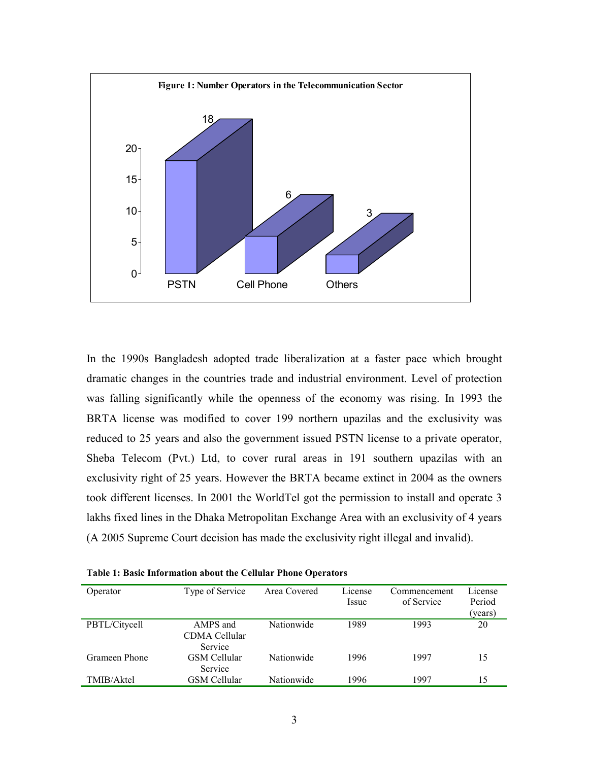**Figure 1: Number Operators in the Telecommunication Sector**

| Category | Number |
|---|---|
| PSTN | 18 |
| Cell Phone | 6 |
| Others | 3 |

In the 1990s Bangladesh adopted trade liberalization at a faster pace which brought dramatic changes in the countries trade and industrial environment. Level of protection was falling significantly while the openness of the economy was rising. In 1993 the BRTA license was modified to cover 199 northern upazilas and the exclusivity was reduced to 25 years and also the government issued PSTN license to a private operator, Sheba Telecom (Pvt.) Ltd, to cover rural areas in 191 southern upazilas with an exclusivity right of 25 years. However the BRTA became extinct in 2004 as the owners took different licenses. In 2001 the WorldTel got the permission to install and operate 3 lakhs fixed lines in the Dhaka Metropolitan Exchange Area with an exclusivity of 4 years (A 2005 Supreme Court decision has made the exclusivity right illegal and invalid).

**Table 1: Basic Information about the Cellular Phone Operators**

| Operator | Type of Service | Area Covered | License Issue | Commencement of Service | License Period (years) |
|---|---|---|---|---|---|
| PBTL/Citycell | AMPS and CDMA Cellular Service | Nationwide | 1989 | 1993 | 20 |
| Grameen Phone | GSM Cellular Service | Nationwide | 1996 | 1997 | 15 |
| TMIB/Aktel | GSM Cellular | Nationwide | 1996 | 1997 | 15 |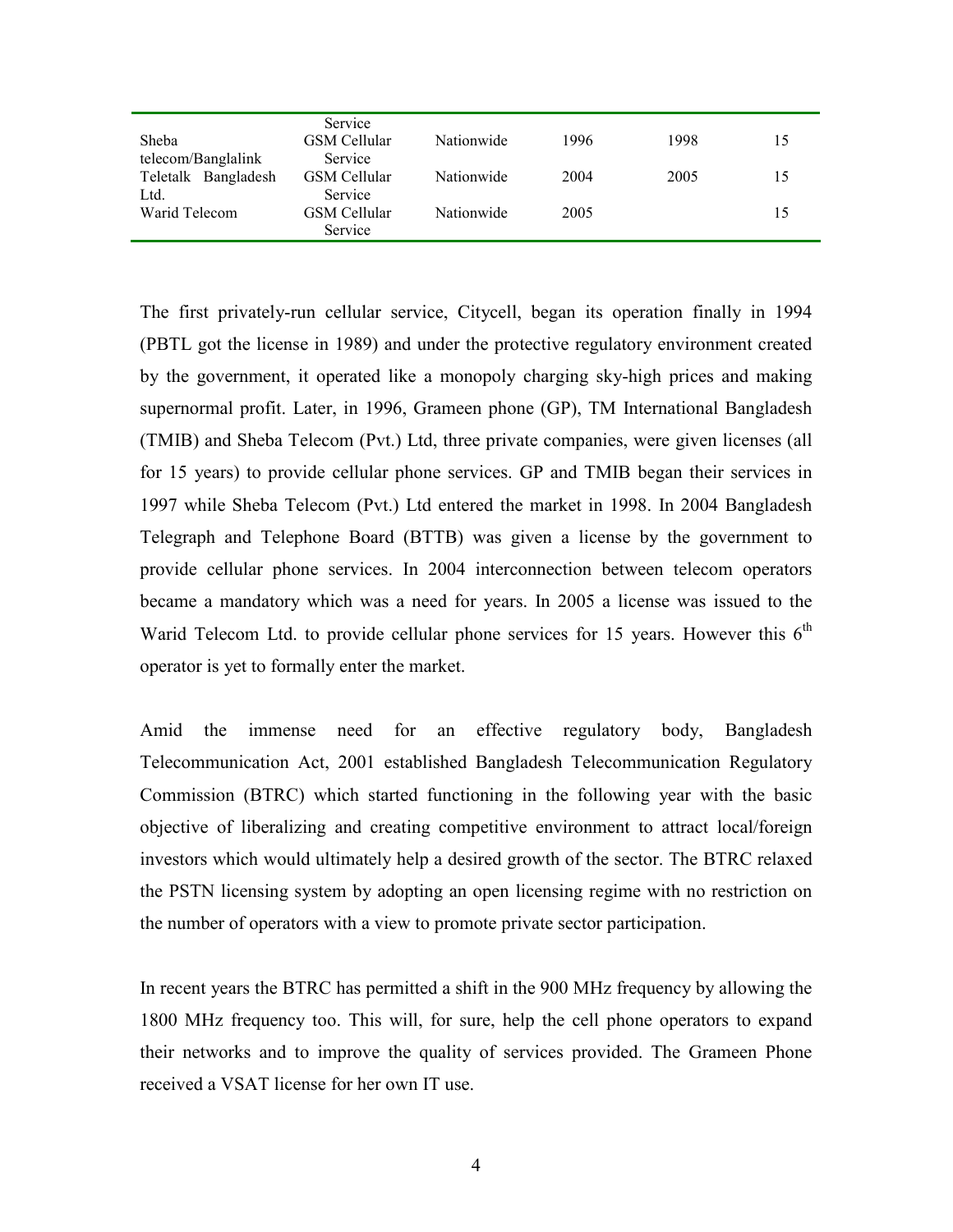| | Service | | | | |
|---|---|---|---|---|---|
| Sheba telecom/Banglalink | GSM Cellular Service | Nationwide | 1996 | 1998 | 15 |
| Teletalk Bangladesh Ltd. | GSM Cellular Service | Nationwide | 2004 | 2005 | 15 |
| Warid Telecom | GSM Cellular Service | Nationwide | 2005 | | 15 |

The first privately-run cellular service, Citycell, began its operation finally in 1994 (PBTL got the license in 1989) and under the protective regulatory environment created by the government, it operated like a monopoly charging sky-high prices and making supernormal profit. Later, in 1996, Grameen phone (GP), TM International Bangladesh (TMIB) and Sheba Telecom (Pvt.) Ltd, three private companies, were given licenses (all for 15 years) to provide cellular phone services. GP and TMIB began their services in 1997 while Sheba Telecom (Pvt.) Ltd entered the market in 1998. In 2004 Bangladesh Telegraph and Telephone Board (BTTB) was given a license by the government to provide cellular phone services. In 2004 interconnection between telecom operators became a mandatory which was a need for years. In 2005 a license was issued to the Warid Telecom Ltd. to provide cellular phone services for 15 years. However this 6th operator is yet to formally enter the market.

Amid the immense need for an effective regulatory body, Bangladesh Telecommunication Act, 2001 established Bangladesh Telecommunication Regulatory Commission (BTRC) which started functioning in the following year with the basic objective of liberalizing and creating competitive environment to attract local/foreign investors which would ultimately help a desired growth of the sector. The BTRC relaxed the PSTN licensing system by adopting an open licensing regime with no restriction on the number of operators with a view to promote private sector participation.

In recent years the BTRC has permitted a shift in the 900 MHz frequency by allowing the 1800 MHz frequency too. This will, for sure, help the cell phone operators to expand their networks and to improve the quality of services provided. The Grameen Phone received a VSAT license for her own IT use.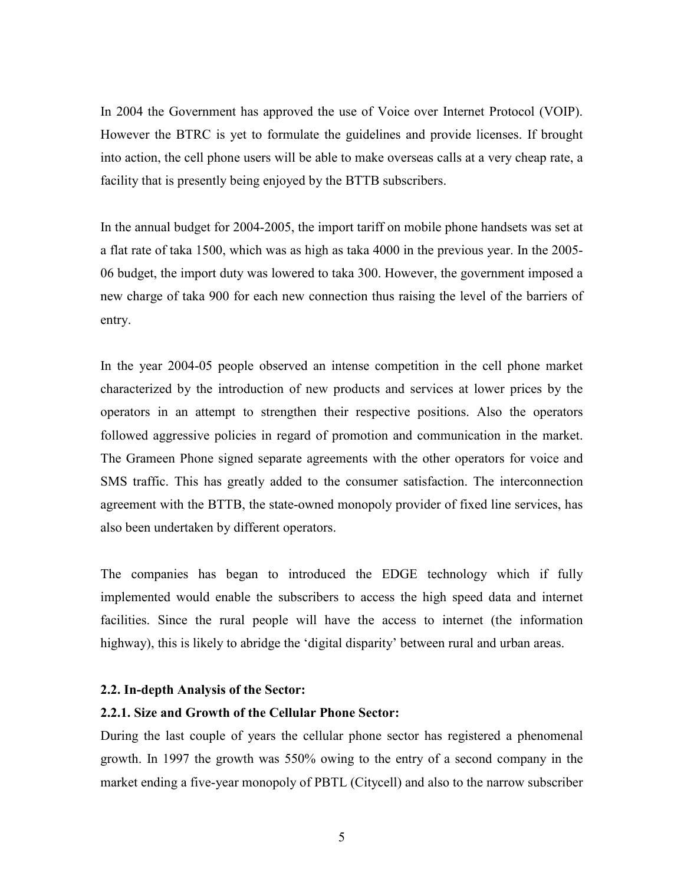In 2004 the Government has approved the use of Voice over Internet Protocol (VOIP). However the BTRC is yet to formulate the guidelines and provide licenses. If brought into action, the cell phone users will be able to make overseas calls at a very cheap rate, a facility that is presently being enjoyed by the BTTB subscribers.

In the annual budget for 2004-2005, the import tariff on mobile phone handsets was set at a flat rate of taka 1500, which was as high as taka 4000 in the previous year. In the 2005-06 budget, the import duty was lowered to taka 300. However, the government imposed a new charge of taka 900 for each new connection thus raising the level of the barriers of entry.

In the year 2004-05 people observed an intense competition in the cell phone market characterized by the introduction of new products and services at lower prices by the operators in an attempt to strengthen their respective positions. Also the operators followed aggressive policies in regard of promotion and communication in the market. The Grameen Phone signed separate agreements with the other operators for voice and SMS traffic. This has greatly added to the consumer satisfaction. The interconnection agreement with the BTTB, the state-owned monopoly provider of fixed line services, has also been undertaken by different operators.

The companies has began to introduced the EDGE technology which if fully implemented would enable the subscribers to access the high speed data and internet facilities. Since the rural people will have the access to internet (the information highway), this is likely to abridge the 'digital disparity' between rural and urban areas.

### 2.2. In-depth Analysis of the Sector:

#### 2.2.1. Size and Growth of the Cellular Phone Sector:

During the last couple of years the cellular phone sector has registered a phenomenal growth. In 1997 the growth was 550% owing to the entry of a second company in the market ending a five-year monopoly of PBTL (Citycell) and also to the narrow subscriber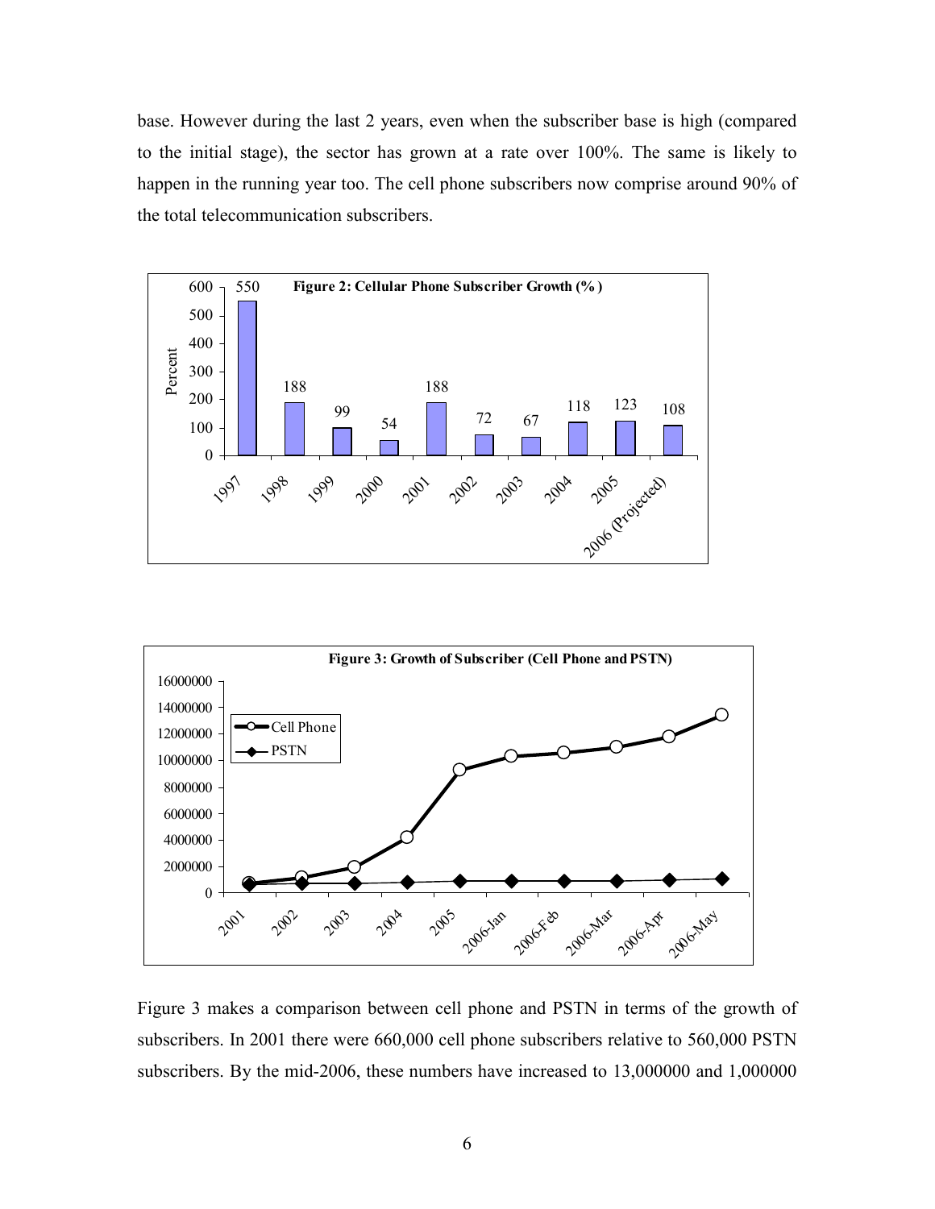base. However during the last 2 years, even when the subscriber base is high (compared to the initial stage), the sector has grown at a rate over 100%. The same is likely to happen in the running year too. The cell phone subscribers now comprise around 90% of the total telecommunication subscribers.

**Figure 2: Cellular Phone Subscriber Growth (%)**

| Year | Percent |
|---|---|
| 1997 | 550 |
| 1998 | 188 |
| 1999 | 99 |
| 2000 | 54 |
| 2001 | 188 |
| 2002 | 72 |
| 2003 | 67 |
| 2004 | 118 |
| 2005 | 123 |
| 2006 (Projected) | 108 |

**Figure 3: Growth of Subscriber (Cell Phone and PSTN)**

Figure 3 makes a comparison between cell phone and PSTN in terms of the growth of subscribers. In 2001 there were 660,000 cell phone subscribers relative to 560,000 PSTN subscribers. By the mid-2006, these numbers have increased to 13,000000 and 1,000000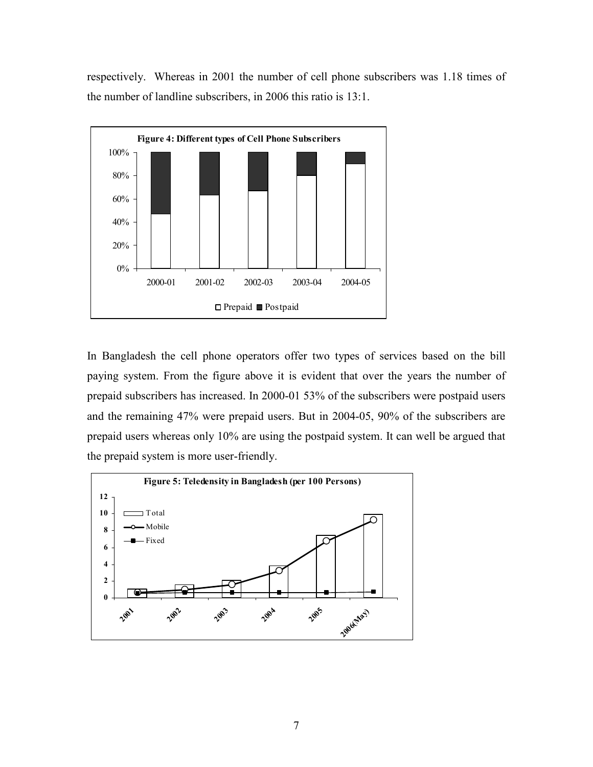respectively. Whereas in 2001 the number of cell phone subscribers was 1.18 times of the number of landline subscribers, in 2006 this ratio is 13:1.

**Figure 4: Different types of Cell Phone Subscribers**

In Bangladesh the cell phone operators offer two types of services based on the bill paying system. From the figure above it is evident that over the years the number of prepaid subscribers has increased. In 2000-01 53% of the subscribers were postpaid users and the remaining 47% were prepaid users. But in 2004-05, 90% of the subscribers are prepaid users whereas only 10% are using the postpaid system. It can well be argued that the prepaid system is more user-friendly.

**Figure 5: Teledensity in Bangladesh (per 100 Persons)**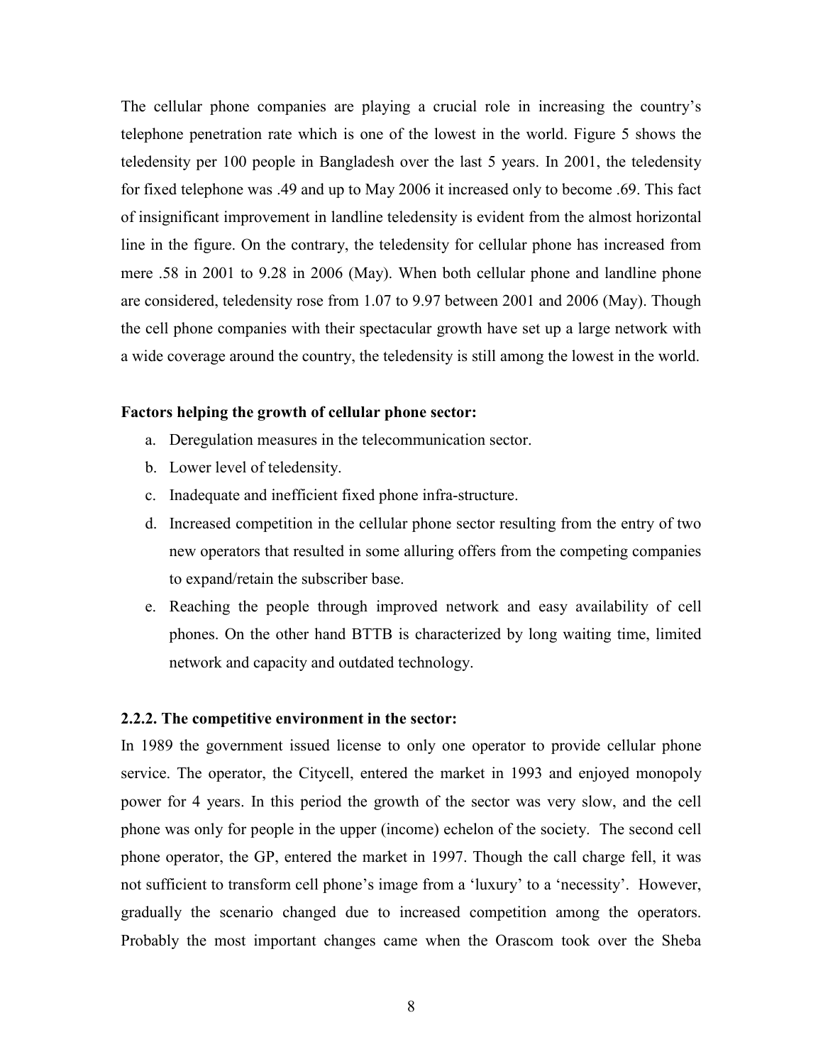The cellular phone companies are playing a crucial role in increasing the country's telephone penetration rate which is one of the lowest in the world. Figure 5 shows the teledensity per 100 people in Bangladesh over the last 5 years. In 2001, the teledensity for fixed telephone was .49 and up to May 2006 it increased only to become .69. This fact of insignificant improvement in landline teledensity is evident from the almost horizontal line in the figure. On the contrary, the teledensity for cellular phone has increased from mere .58 in 2001 to 9.28 in 2006 (May). When both cellular phone and landline phone are considered, teledensity rose from 1.07 to 9.97 between 2001 and 2006 (May). Though the cell phone companies with their spectacular growth have set up a large network with a wide coverage around the country, the teledensity is still among the lowest in the world.

**Factors helping the growth of cellular phone sector:**

a. Deregulation measures in the telecommunication sector.
b. Lower level of teledensity.
c. Inadequate and inefficient fixed phone infra-structure.
d. Increased competition in the cellular phone sector resulting from the entry of two new operators that resulted in some alluring offers from the competing companies to expand/retain the subscriber base.
e. Reaching the people through improved network and easy availability of cell phones. On the other hand BTTB is characterized by long waiting time, limited network and capacity and outdated technology.

### 2.2.2. The competitive environment in the sector:

In 1989 the government issued license to only one operator to provide cellular phone service. The operator, the Citycell, entered the market in 1993 and enjoyed monopoly power for 4 years. In this period the growth of the sector was very slow, and the cell phone was only for people in the upper (income) echelon of the society. The second cell phone operator, the GP, entered the market in 1997. Though the call charge fell, it was not sufficient to transform cell phone's image from a 'luxury' to a 'necessity'. However, gradually the scenario changed due to increased competition among the operators. Probably the most important changes came when the Orascom took over the Sheba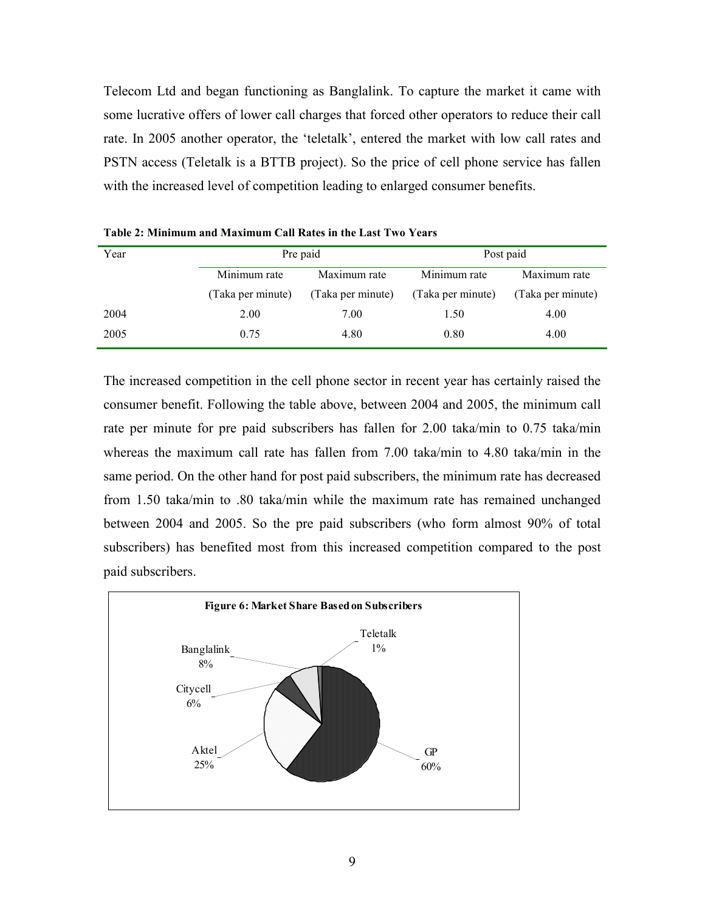Telecom Ltd and began functioning as Banglalink. To capture the market it came with some lucrative offers of lower call charges that forced other operators to reduce their call rate. In 2005 another operator, the 'teletalk', entered the market with low call rates and PSTN access (Teletalk is a BTTB project). So the price of cell phone service has fallen with the increased level of competition leading to enlarged consumer benefits.

**Table 2: Minimum and Maximum Call Rates in the Last Two Years**

| Year | Pre paid | | Post paid | |
|---|---|---|---|---|
| | Minimum rate (Taka per minute) | Maximum rate (Taka per minute) | Minimum rate (Taka per minute) | Maximum rate (Taka per minute) |
| 2004 | 2.00 | 7.00 | 1.50 | 4.00 |
| 2005 | 0.75 | 4.80 | 0.80 | 4.00 |

The increased competition in the cell phone sector in recent year has certainly raised the consumer benefit. Following the table above, between 2004 and 2005, the minimum call rate per minute for pre paid subscribers has fallen for 2.00 taka/min to 0.75 taka/min whereas the maximum call rate has fallen from 7.00 taka/min to 4.80 taka/min in the same period. On the other hand for post paid subscribers, the minimum rate has decreased from 1.50 taka/min to .80 taka/min while the maximum rate has remained unchanged between 2004 and 2005. So the pre paid subscribers (who form almost 90% of total subscribers) has benefited most from this increased competition compared to the post paid subscribers.

**Figure 6: Market Share Based on Subscribers**

| Operator | Market Share |
|---|---|
| GP | 60% |
| Aktel | 25% |
| Banglalink | 8% |
| Citycell | 6% |
| Teletalk | 1% |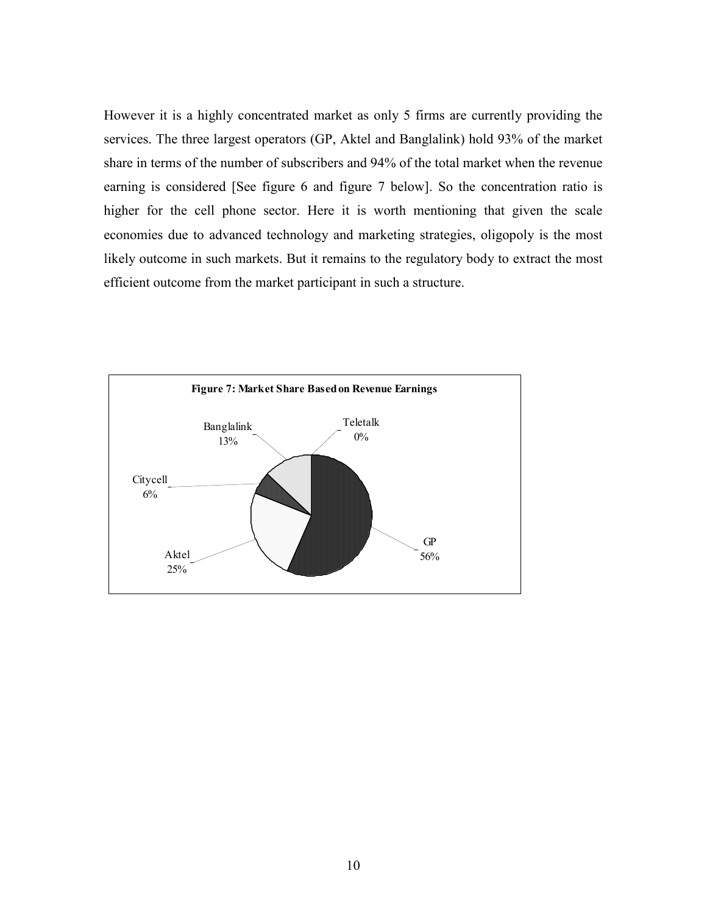However it is a highly concentrated market as only 5 firms are currently providing the services. The three largest operators (GP, Aktel and Banglalink) hold 93% of the market share in terms of the number of subscribers and 94% of the total market when the revenue earning is considered [See figure 6 and figure 7 below]. So the concentration ratio is higher for the cell phone sector. Here it is worth mentioning that given the scale economies due to advanced technology and marketing strategies, oligopoly is the most likely outcome in such markets. But it remains to the regulatory body to extract the most efficient outcome from the market participant in such a structure.

**Figure 7: Market Share Based on Revenue Earnings**

GP 56%, Aktel 25%, Banglalink 13%, Citycell 6%, Teletalk 0%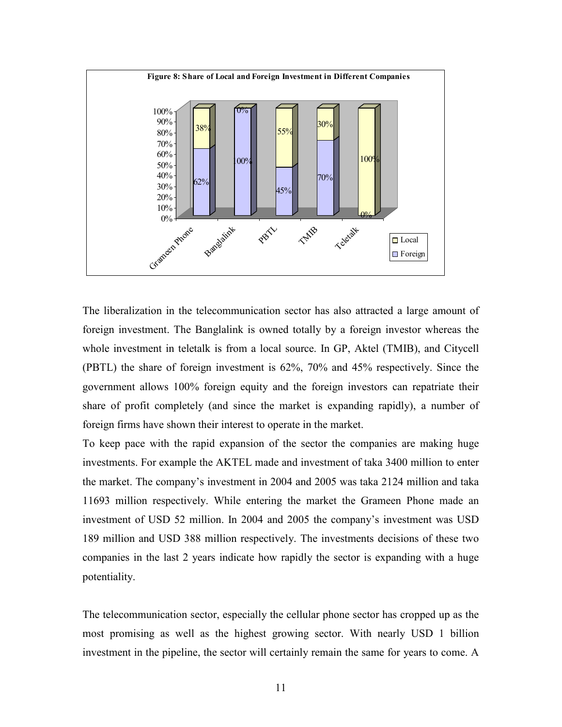**Figure 8: Share of Local and Foreign Investment in Different Companies**

| Company | Foreign | Local |
|---|---|---|
| Grameen Phone | 62% | 38% |
| Banglalink | 100% | 0% |
| PBTL | 45% | 55% |
| TMIB | 70% | 30% |
| Teletalk | 0% | 100% |

The liberalization in the telecommunication sector has also attracted a large amount of foreign investment. The Banglalink is owned totally by a foreign investor whereas the whole investment in teletalk is from a local source. In GP, Aktel (TMIB), and Citycell (PBTL) the share of foreign investment is 62%, 70% and 45% respectively. Since the government allows 100% foreign equity and the foreign investors can repatriate their share of profit completely (and since the market is expanding rapidly), a number of foreign firms have shown their interest to operate in the market.

To keep pace with the rapid expansion of the sector the companies are making huge investments. For example the AKTEL made and investment of taka 3400 million to enter the market. The company's investment in 2004 and 2005 was taka 2124 million and taka 11693 million respectively. While entering the market the Grameen Phone made an investment of USD 52 million. In 2004 and 2005 the company's investment was USD 189 million and USD 388 million respectively. The investments decisions of these two companies in the last 2 years indicate how rapidly the sector is expanding with a huge potentiality.

The telecommunication sector, especially the cellular phone sector has cropped up as the most promising as well as the highest growing sector. With nearly USD 1 billion investment in the pipeline, the sector will certainly remain the same for years to come. A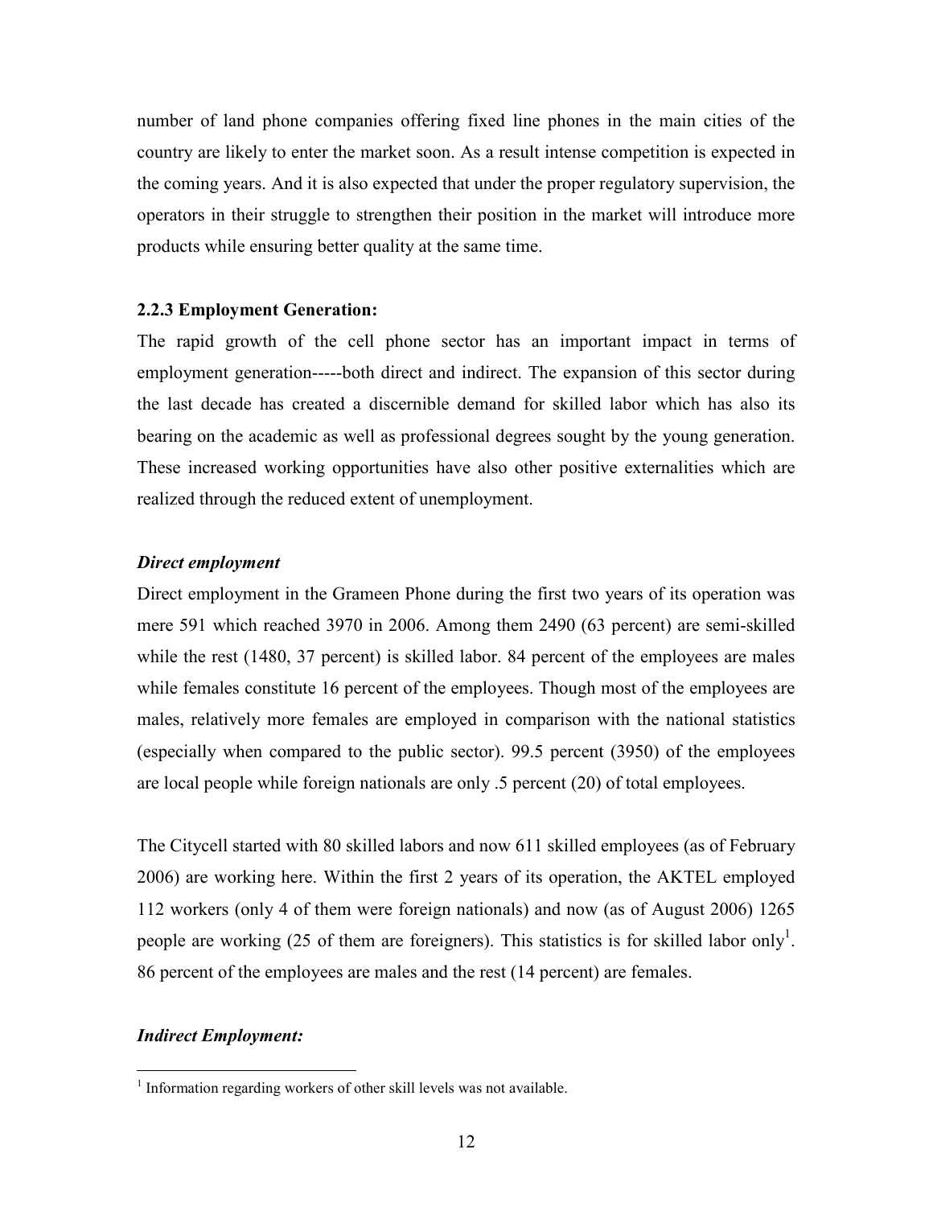number of land phone companies offering fixed line phones in the main cities of the country are likely to enter the market soon. As a result intense competition is expected in the coming years. And it is also expected that under the proper regulatory supervision, the operators in their struggle to strengthen their position in the market will introduce more products while ensuring better quality at the same time.

### 2.2.3 Employment Generation:

The rapid growth of the cell phone sector has an important impact in terms of employment generation-----both direct and indirect. The expansion of this sector during the last decade has created a discernible demand for skilled labor which has also its bearing on the academic as well as professional degrees sought by the young generation. These increased working opportunities have also other positive externalities which are realized through the reduced extent of unemployment.

***Direct employment***

Direct employment in the Grameen Phone during the first two years of its operation was mere 591 which reached 3970 in 2006. Among them 2490 (63 percent) are semi-skilled while the rest (1480, 37 percent) is skilled labor. 84 percent of the employees are males while females constitute 16 percent of the employees. Though most of the employees are males, relatively more females are employed in comparison with the national statistics (especially when compared to the public sector). 99.5 percent (3950) of the employees are local people while foreign nationals are only .5 percent (20) of total employees.

The Citycell started with 80 skilled labors and now 611 skilled employees (as of February 2006) are working here. Within the first 2 years of its operation, the AKTEL employed 112 workers (only 4 of them were foreign nationals) and now (as of August 2006) 1265 people are working (25 of them are foreigners). This statistics is for skilled labor only[1]. 86 percent of the employees are males and the rest (14 percent) are females.

***Indirect Employment:***

[1] Information regarding workers of other skill levels was not available.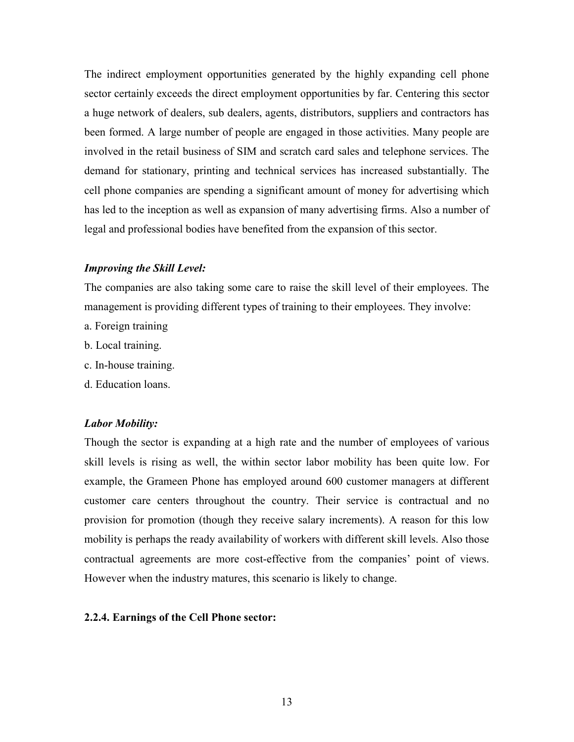The indirect employment opportunities generated by the highly expanding cell phone sector certainly exceeds the direct employment opportunities by far. Centering this sector a huge network of dealers, sub dealers, agents, distributors, suppliers and contractors has been formed. A large number of people are engaged in those activities. Many people are involved in the retail business of SIM and scratch card sales and telephone services. The demand for stationary, printing and technical services has increased substantially. The cell phone companies are spending a significant amount of money for advertising which has led to the inception as well as expansion of many advertising firms. Also a number of legal and professional bodies have benefited from the expansion of this sector.

***Improving the Skill Level:***

The companies are also taking some care to raise the skill level of their employees. The management is providing different types of training to their employees. They involve:

a. Foreign training

b. Local training.

c. In-house training.

d. Education loans.

***Labor Mobility:***

Though the sector is expanding at a high rate and the number of employees of various skill levels is rising as well, the within sector labor mobility has been quite low. For example, the Grameen Phone has employed around 600 customer managers at different customer care centers throughout the country. Their service is contractual and no provision for promotion (though they receive salary increments). A reason for this low mobility is perhaps the ready availability of workers with different skill levels. Also those contractual agreements are more cost-effective from the companies' point of views. However when the industry matures, this scenario is likely to change.

### 2.2.4. Earnings of the Cell Phone sector: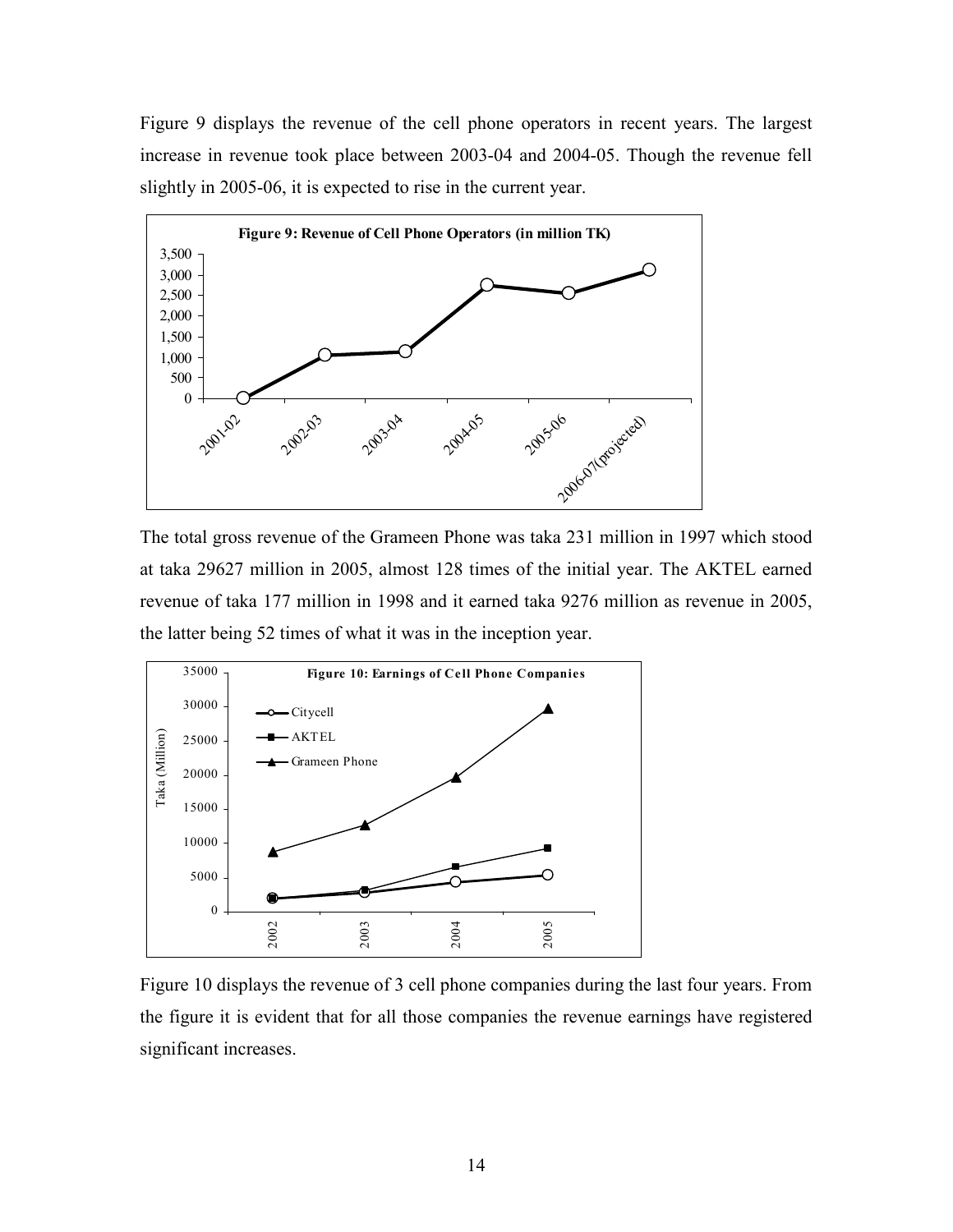Figure 9 displays the revenue of the cell phone operators in recent years. The largest increase in revenue took place between 2003-04 and 2004-05. Though the revenue fell slightly in 2005-06, it is expected to rise in the current year.

Figure 9: Revenue of Cell Phone Operators (in million TK)

The total gross revenue of the Grameen Phone was taka 231 million in 1997 which stood at taka 29627 million in 2005, almost 128 times of the initial year. The AKTEL earned revenue of taka 177 million in 1998 and it earned taka 9276 million as revenue in 2005, the latter being 52 times of what it was in the inception year.

Figure 10: Earnings of Cell Phone Companies

Figure 10 displays the revenue of 3 cell phone companies during the last four years. From the figure it is evident that for all those companies the revenue earnings have registered significant increases.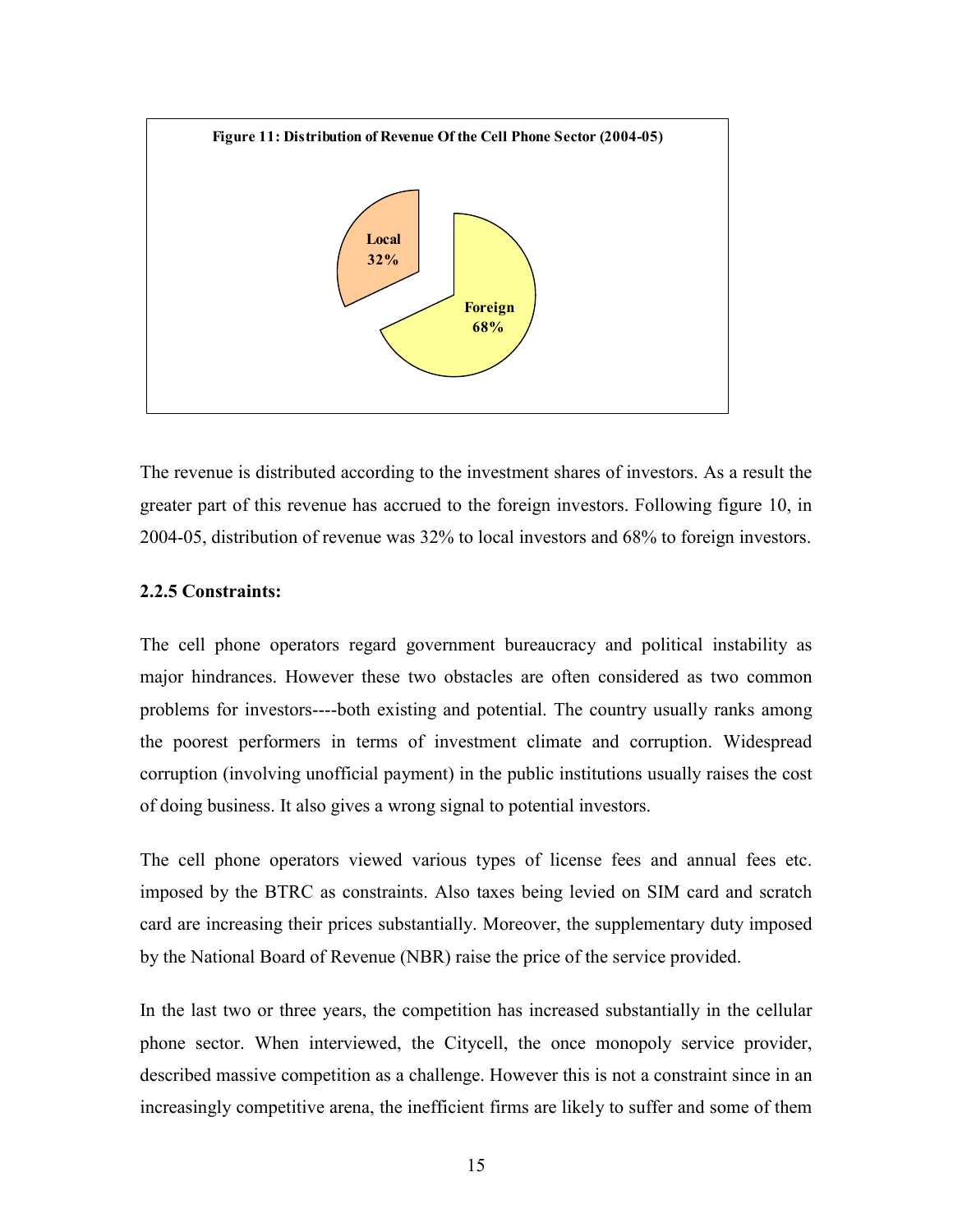**Figure 11: Distribution of Revenue Of the Cell Phone Sector (2004-05)**

Local 32%

Foreign 68%

The revenue is distributed according to the investment shares of investors. As a result the greater part of this revenue has accrued to the foreign investors. Following figure 10, in 2004-05, distribution of revenue was 32% to local investors and 68% to foreign investors.

**2.2.5 Constraints:**

The cell phone operators regard government bureaucracy and political instability as major hindrances. However these two obstacles are often considered as two common problems for investors----both existing and potential. The country usually ranks among the poorest performers in terms of investment climate and corruption. Widespread corruption (involving unofficial payment) in the public institutions usually raises the cost of doing business. It also gives a wrong signal to potential investors.

The cell phone operators viewed various types of license fees and annual fees etc. imposed by the BTRC as constraints. Also taxes being levied on SIM card and scratch card are increasing their prices substantially. Moreover, the supplementary duty imposed by the National Board of Revenue (NBR) raise the price of the service provided.

In the last two or three years, the competition has increased substantially in the cellular phone sector. When interviewed, the Citycell, the once monopoly service provider, described massive competition as a challenge. However this is not a constraint since in an increasingly competitive arena, the inefficient firms are likely to suffer and some of them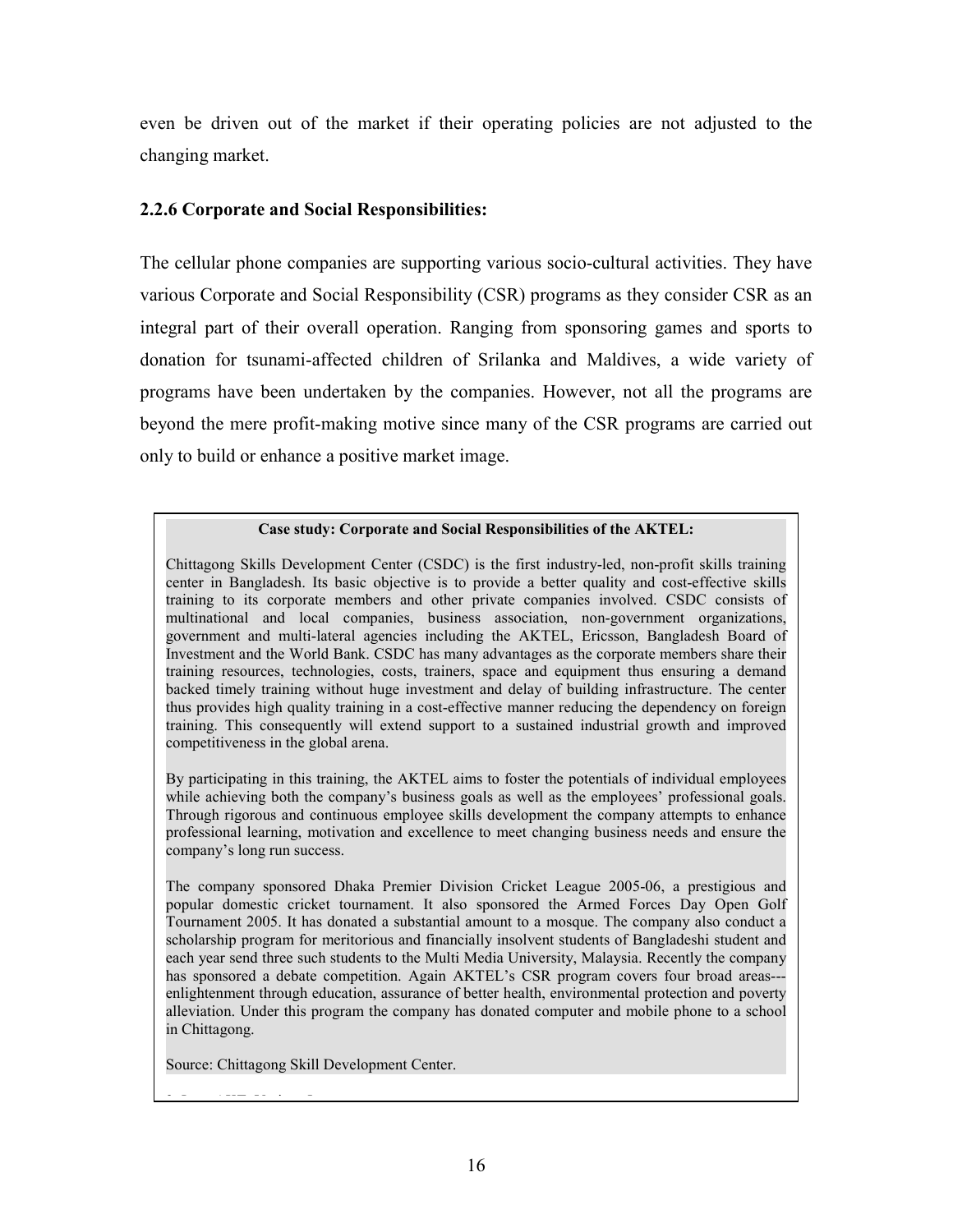even be driven out of the market if their operating policies are not adjusted to the changing market.

### 2.2.6 Corporate and Social Responsibilities:

The cellular phone companies are supporting various socio-cultural activities. They have various Corporate and Social Responsibility (CSR) programs as they consider CSR as an integral part of their overall operation. Ranging from sponsoring games and sports to donation for tsunami-affected children of Srilanka and Maldives, a wide variety of programs have been undertaken by the companies. However, not all the programs are beyond the mere profit-making motive since many of the CSR programs are carried out only to build or enhance a positive market image.

**Case study: Corporate and Social Responsibilities of the AKTEL:**

Chittagong Skills Development Center (CSDC) is the first industry-led, non-profit skills training center in Bangladesh. Its basic objective is to provide a better quality and cost-effective skills training to its corporate members and other private companies involved. CSDC consists of multinational and local companies, business association, non-government organizations, government and multi-lateral agencies including the AKTEL, Ericsson, Bangladesh Board of Investment and the World Bank. CSDC has many advantages as the corporate members share their training resources, technologies, costs, trainers, space and equipment thus ensuring a demand backed timely training without huge investment and delay of building infrastructure. The center thus provides high quality training in a cost-effective manner reducing the dependency on foreign training. This consequently will extend support to a sustained industrial growth and improved competitiveness in the global arena.

By participating in this training, the AKTEL aims to foster the potentials of individual employees while achieving both the company's business goals as well as the employees' professional goals. Through rigorous and continuous employee skills development the company attempts to enhance professional learning, motivation and excellence to meet changing business needs and ensure the company's long run success.

The company sponsored Dhaka Premier Division Cricket League 2005-06, a prestigious and popular domestic cricket tournament. It also sponsored the Armed Forces Day Open Golf Tournament 2005. It has donated a substantial amount to a mosque. The company also conduct a scholarship program for meritorious and financially insolvent students of Bangladeshi student and each year send three such students to the Multi Media University, Malaysia. Recently the company has sponsored a debate competition. Again AKTEL's CSR program covers four broad areas---enlightenment through education, assurance of better health, environmental protection and poverty alleviation. Under this program the company has donated computer and mobile phone to a school in Chittagong.

Source: Chittagong Skill Development Center.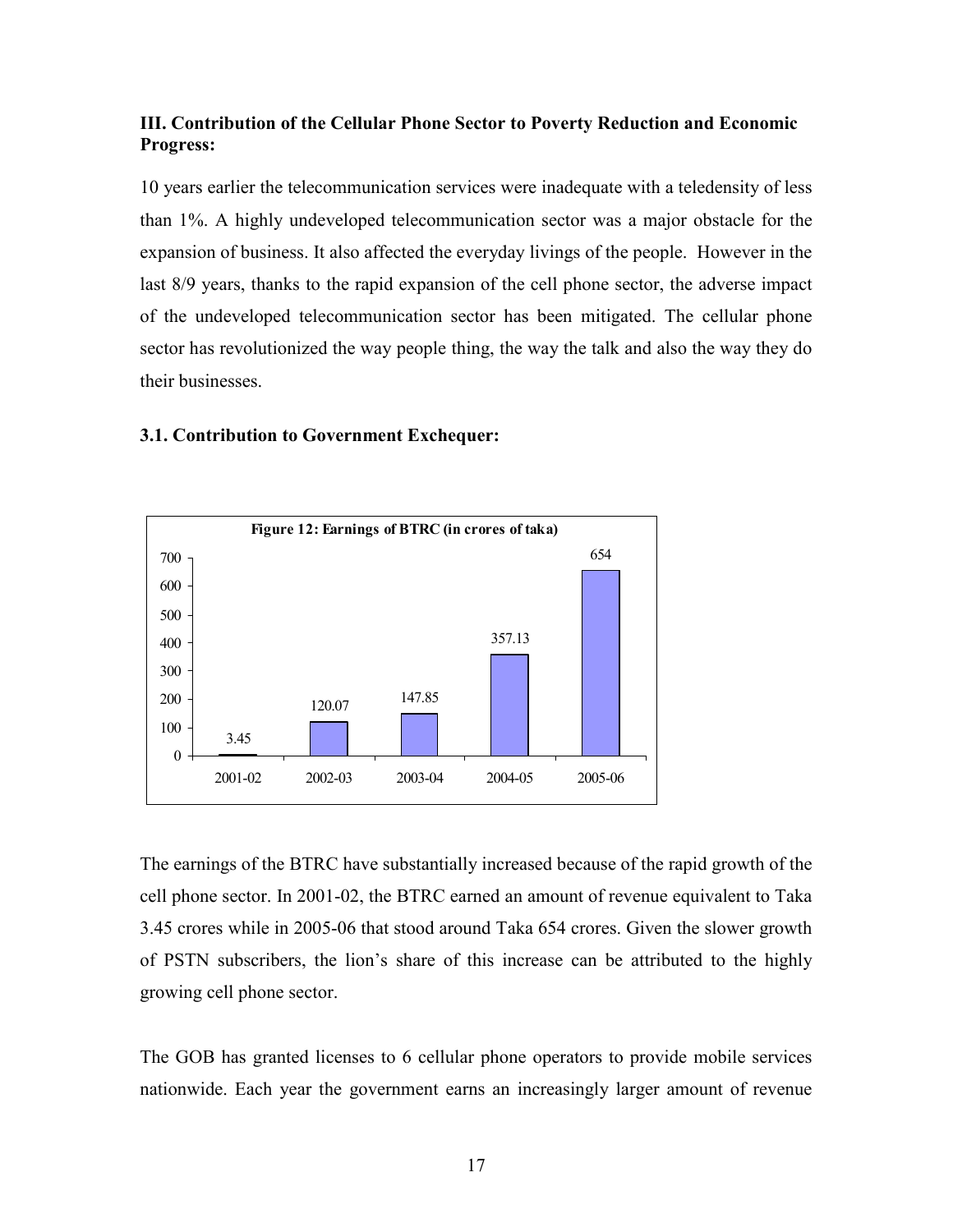### III. Contribution of the Cellular Phone Sector to Poverty Reduction and Economic Progress:

10 years earlier the telecommunication services were inadequate with a teledensity of less than 1%. A highly undeveloped telecommunication sector was a major obstacle for the expansion of business. It also affected the everyday livings of the people. However in the last 8/9 years, thanks to the rapid expansion of the cell phone sector, the adverse impact of the undeveloped telecommunication sector has been mitigated. The cellular phone sector has revolutionized the way people thing, the way the talk and also the way they do their businesses.

#### 3.1. Contribution to Government Exchequer:

**Figure 12: Earnings of BTRC (in crores of taka)**

| Year | Earnings |
|---|---|
| 2001-02 | 3.45 |
| 2002-03 | 120.07 |
| 2003-04 | 147.85 |
| 2004-05 | 357.13 |
| 2005-06 | 654 |

The earnings of the BTRC have substantially increased because of the rapid growth of the cell phone sector. In 2001-02, the BTRC earned an amount of revenue equivalent to Taka 3.45 crores while in 2005-06 that stood around Taka 654 crores. Given the slower growth of PSTN subscribers, the lion's share of this increase can be attributed to the highly growing cell phone sector.

The GOB has granted licenses to 6 cellular phone operators to provide mobile services nationwide. Each year the government earns an increasingly larger amount of revenue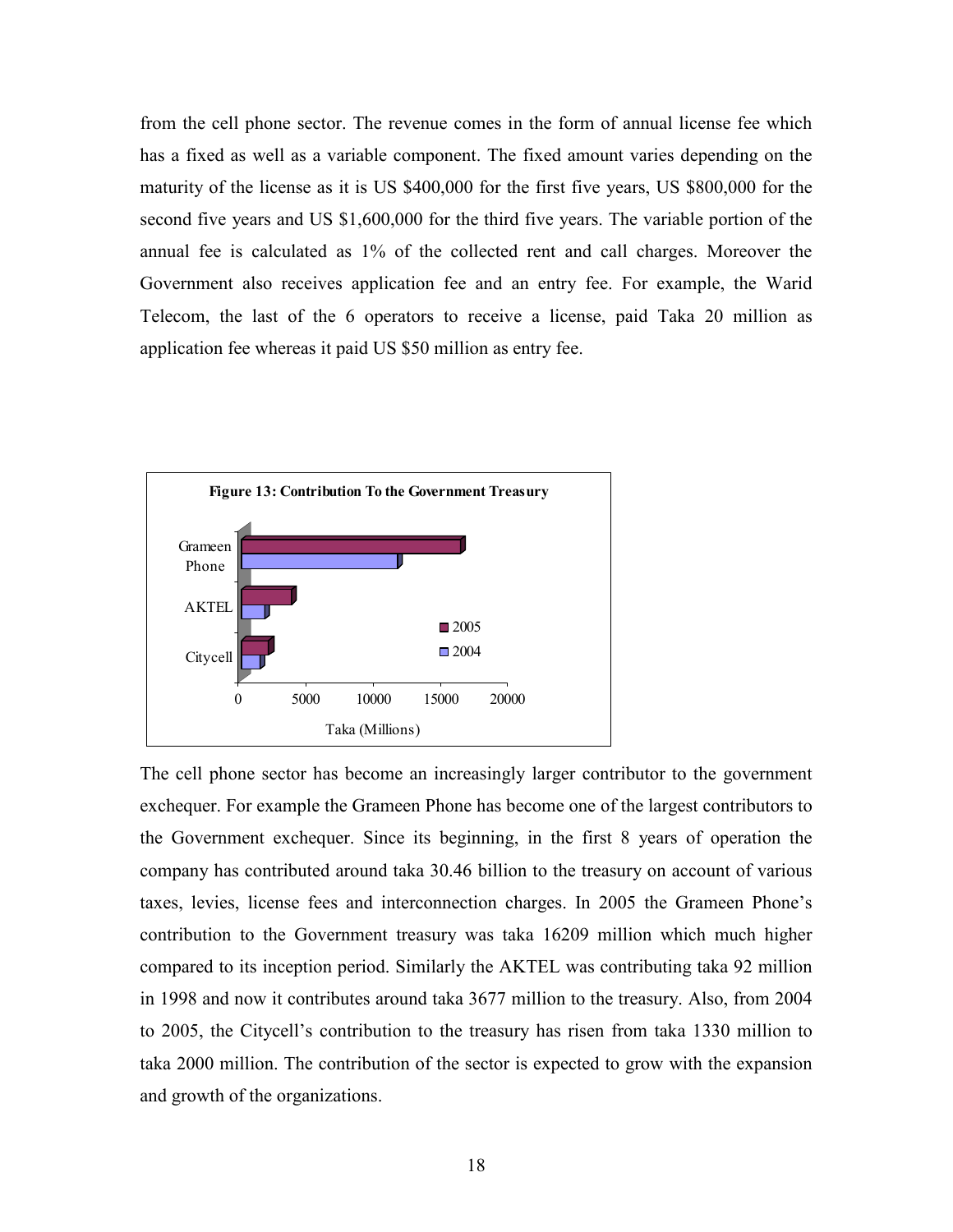from the cell phone sector. The revenue comes in the form of annual license fee which has a fixed as well as a variable component. The fixed amount varies depending on the maturity of the license as it is US $400,000 for the first five years, US $800,000 for the second five years and US $1,600,000 for the third five years. The variable portion of the annual fee is calculated as 1% of the collected rent and call charges. Moreover the Government also receives application fee and an entry fee. For example, the Warid Telecom, the last of the 6 operators to receive a license, paid Taka 20 million as application fee whereas it paid US $50 million as entry fee.

**Figure 13: Contribution To the Government Treasury**

The cell phone sector has become an increasingly larger contributor to the government exchequer. For example the Grameen Phone has become one of the largest contributors to the Government exchequer. Since its beginning, in the first 8 years of operation the company has contributed around taka 30.46 billion to the treasury on account of various taxes, levies, license fees and interconnection charges. In 2005 the Grameen Phone's contribution to the Government treasury was taka 16209 million which much higher compared to its inception period. Similarly the AKTEL was contributing taka 92 million in 1998 and now it contributes around taka 3677 million to the treasury. Also, from 2004 to 2005, the Citycell's contribution to the treasury has risen from taka 1330 million to taka 2000 million. The contribution of the sector is expected to grow with the expansion and growth of the organizations.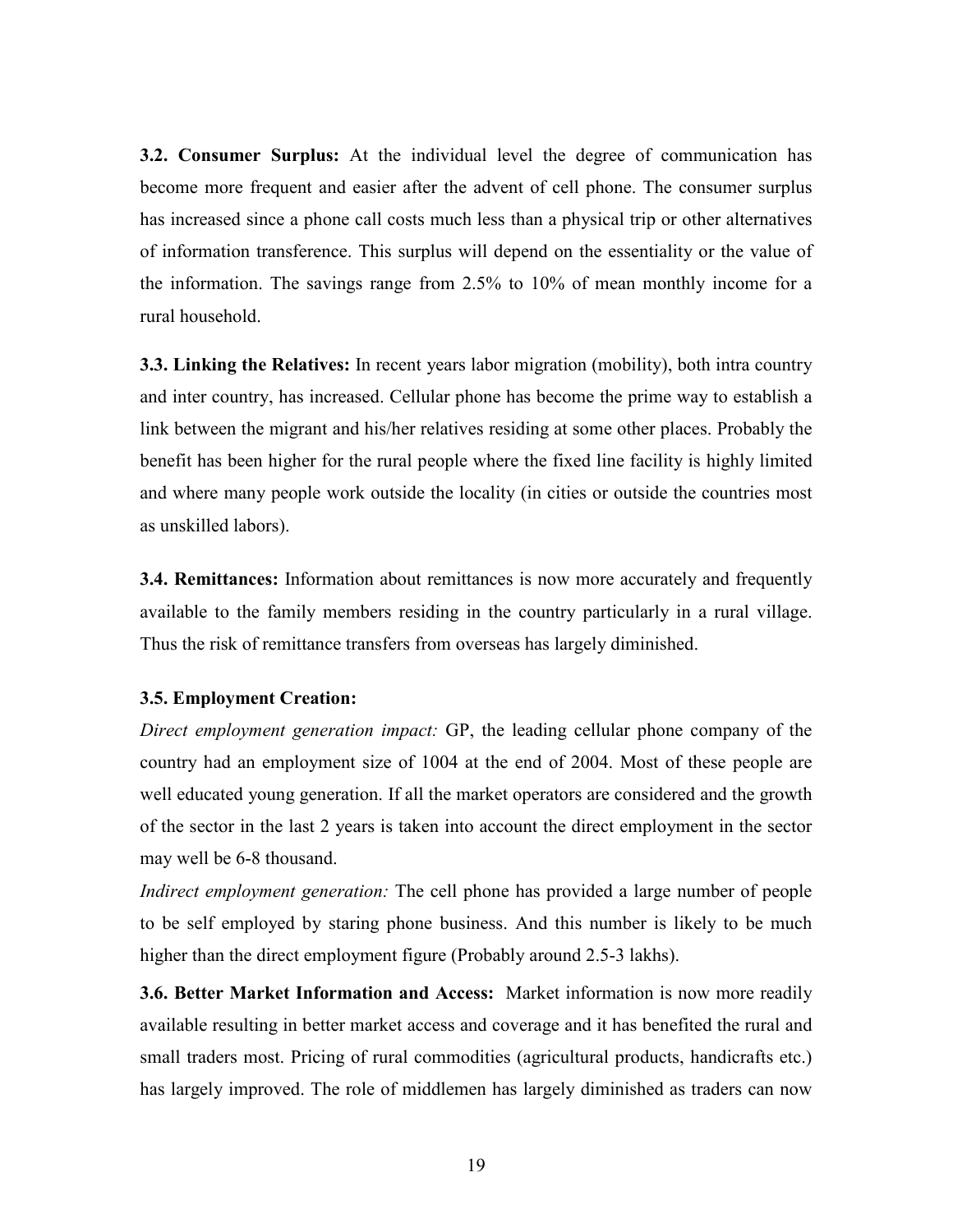**3.2. Consumer Surplus:** At the individual level the degree of communication has become more frequent and easier after the advent of cell phone. The consumer surplus has increased since a phone call costs much less than a physical trip or other alternatives of information transference. This surplus will depend on the essentiality or the value of the information. The savings range from 2.5% to 10% of mean monthly income for a rural household.

**3.3. Linking the Relatives:** In recent years labor migration (mobility), both intra country and inter country, has increased. Cellular phone has become the prime way to establish a link between the migrant and his/her relatives residing at some other places. Probably the benefit has been higher for the rural people where the fixed line facility is highly limited and where many people work outside the locality (in cities or outside the countries most as unskilled labors).

**3.4. Remittances:** Information about remittances is now more accurately and frequently available to the family members residing in the country particularly in a rural village. Thus the risk of remittance transfers from overseas has largely diminished.

**3.5. Employment Creation:**

*Direct employment generation impact:* GP, the leading cellular phone company of the country had an employment size of 1004 at the end of 2004. Most of these people are well educated young generation. If all the market operators are considered and the growth of the sector in the last 2 years is taken into account the direct employment in the sector may well be 6-8 thousand.

*Indirect employment generation:* The cell phone has provided a large number of people to be self employed by staring phone business. And this number is likely to be much higher than the direct employment figure (Probably around 2.5-3 lakhs).

**3.6. Better Market Information and Access:** Market information is now more readily available resulting in better market access and coverage and it has benefited the rural and small traders most. Pricing of rural commodities (agricultural products, handicrafts etc.) has largely improved. The role of middlemen has largely diminished as traders can now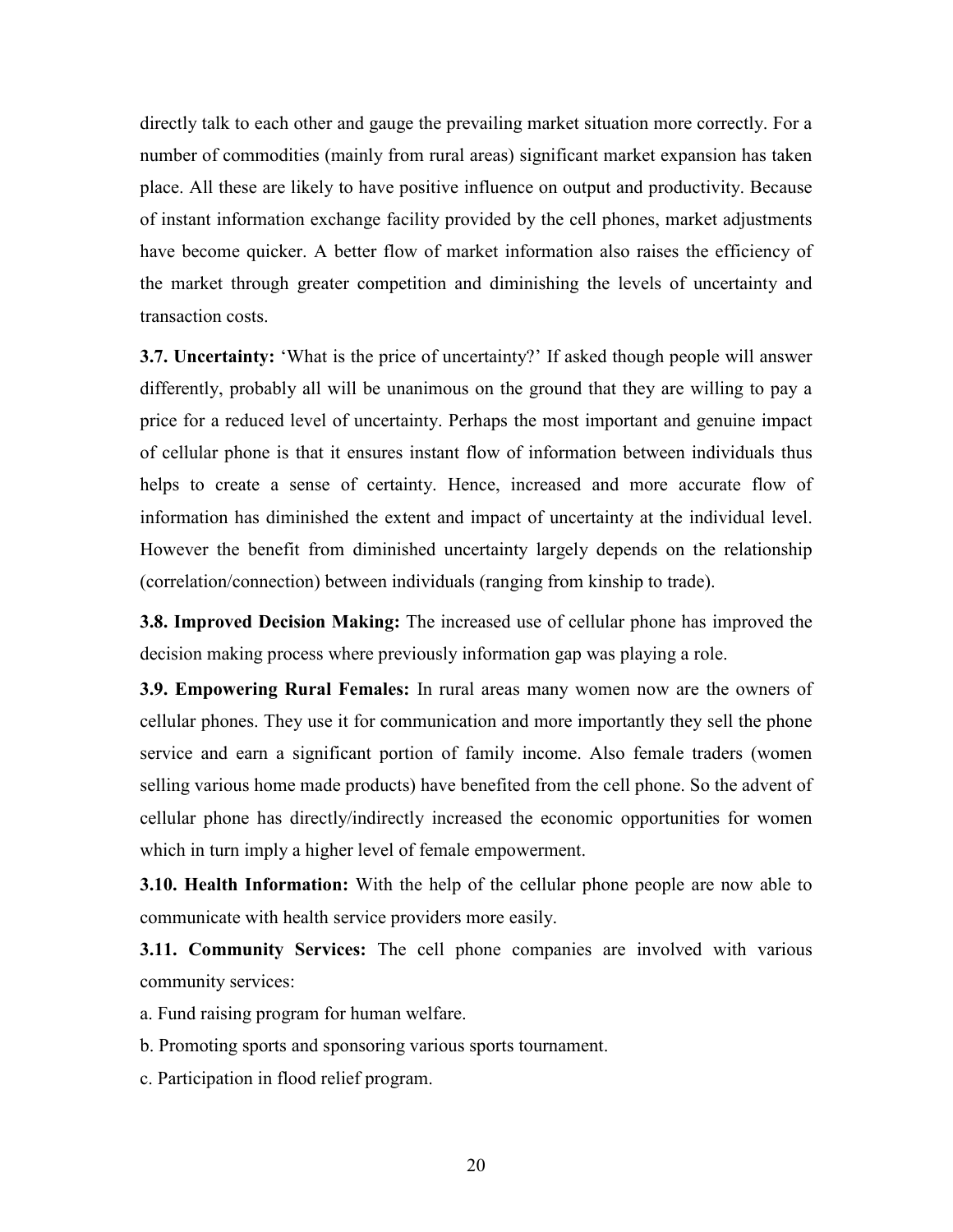directly talk to each other and gauge the prevailing market situation more correctly. For a number of commodities (mainly from rural areas) significant market expansion has taken place. All these are likely to have positive influence on output and productivity. Because of instant information exchange facility provided by the cell phones, market adjustments have become quicker. A better flow of market information also raises the efficiency of the market through greater competition and diminishing the levels of uncertainty and transaction costs.

**3.7. Uncertainty:** 'What is the price of uncertainty?' If asked though people will answer differently, probably all will be unanimous on the ground that they are willing to pay a price for a reduced level of uncertainty. Perhaps the most important and genuine impact of cellular phone is that it ensures instant flow of information between individuals thus helps to create a sense of certainty. Hence, increased and more accurate flow of information has diminished the extent and impact of uncertainty at the individual level. However the benefit from diminished uncertainty largely depends on the relationship (correlation/connection) between individuals (ranging from kinship to trade).

**3.8. Improved Decision Making:** The increased use of cellular phone has improved the decision making process where previously information gap was playing a role.

**3.9. Empowering Rural Females:** In rural areas many women now are the owners of cellular phones. They use it for communication and more importantly they sell the phone service and earn a significant portion of family income. Also female traders (women selling various home made products) have benefited from the cell phone. So the advent of cellular phone has directly/indirectly increased the economic opportunities for women which in turn imply a higher level of female empowerment.

**3.10. Health Information:** With the help of the cellular phone people are now able to communicate with health service providers more easily.

**3.11. Community Services:** The cell phone companies are involved with various community services:

a. Fund raising program for human welfare.

b. Promoting sports and sponsoring various sports tournament.

c. Participation in flood relief program.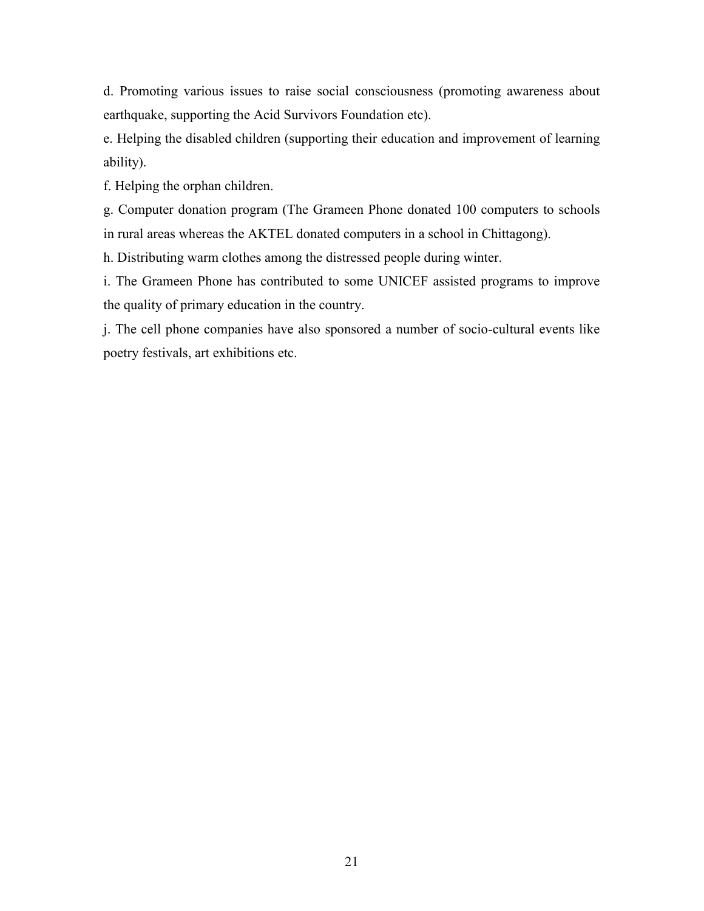d. Promoting various issues to raise social consciousness (promoting awareness about earthquake, supporting the Acid Survivors Foundation etc).

e. Helping the disabled children (supporting their education and improvement of learning ability).

f. Helping the orphan children.

g. Computer donation program (The Grameen Phone donated 100 computers to schools in rural areas whereas the AKTEL donated computers in a school in Chittagong).

h. Distributing warm clothes among the distressed people during winter.

i. The Grameen Phone has contributed to some UNICEF assisted programs to improve the quality of primary education in the country.

j. The cell phone companies have also sponsored a number of socio-cultural events like poetry festivals, art exhibitions etc.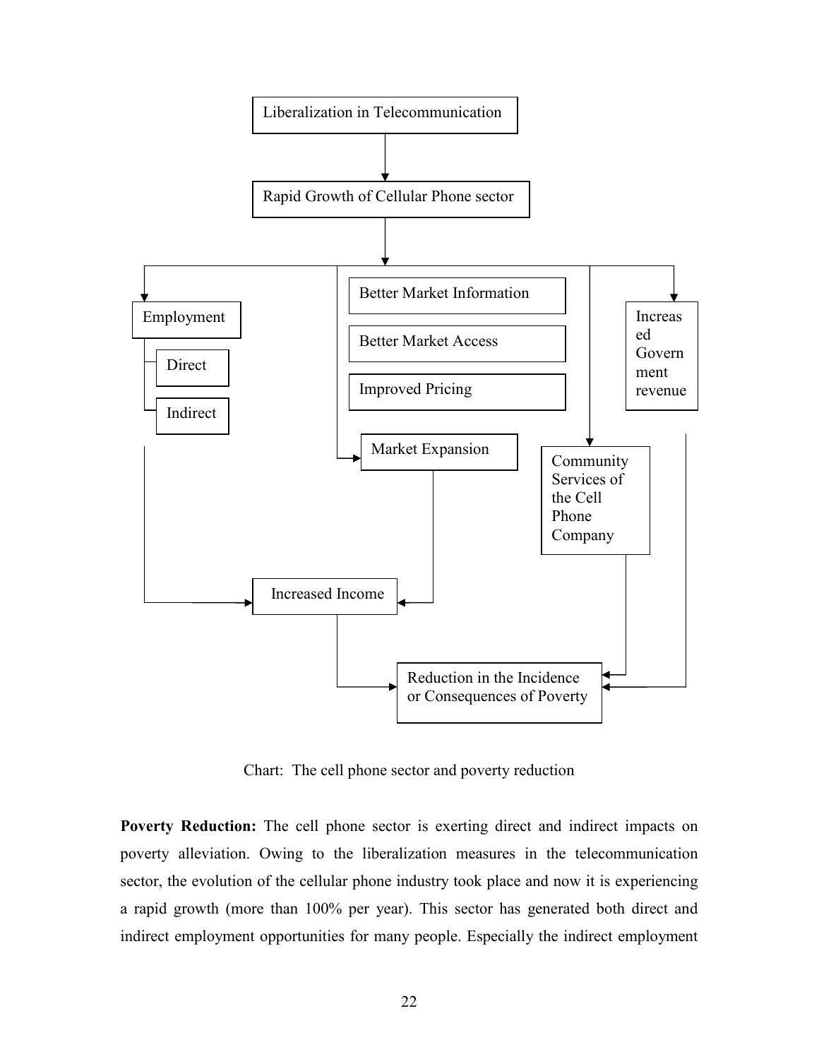Liberalization in Telecommunication

Rapid Growth of Cellular Phone sector

Employment

Direct

Indirect

Better Market Information

Better Market Access

Improved Pricing

Market Expansion

Community Services of the Cell Phone Company

Increased Government revenue

Increased Income

Reduction in the Incidence or Consequences of Poverty

Chart: The cell phone sector and poverty reduction

**Poverty Reduction:** The cell phone sector is exerting direct and indirect impacts on poverty alleviation. Owing to the liberalization measures in the telecommunication sector, the evolution of the cellular phone industry took place and now it is experiencing a rapid growth (more than 100% per year). This sector has generated both direct and indirect employment opportunities for many people. Especially the indirect employment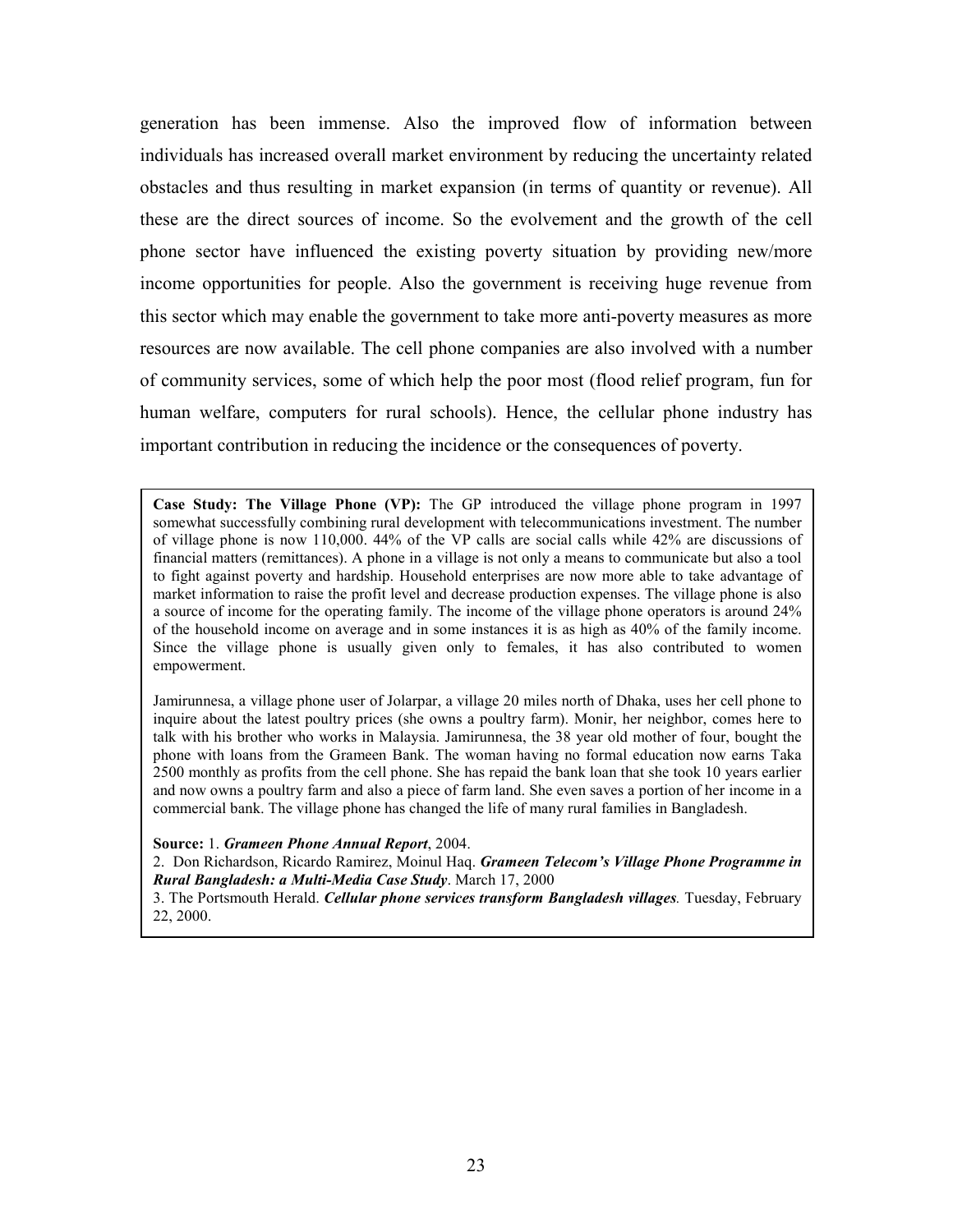generation has been immense. Also the improved flow of information between individuals has increased overall market environment by reducing the uncertainty related obstacles and thus resulting in market expansion (in terms of quantity or revenue). All these are the direct sources of income. So the evolvement and the growth of the cell phone sector have influenced the existing poverty situation by providing new/more income opportunities for people. Also the government is receiving huge revenue from this sector which may enable the government to take more anti-poverty measures as more resources are now available. The cell phone companies are also involved with a number of community services, some of which help the poor most (flood relief program, fun for human welfare, computers for rural schools). Hence, the cellular phone industry has important contribution in reducing the incidence or the consequences of poverty.

**Case Study: The Village Phone (VP):** The GP introduced the village phone program in 1997 somewhat successfully combining rural development with telecommunications investment. The number of village phone is now 110,000. 44% of the VP calls are social calls while 42% are discussions of financial matters (remittances). A phone in a village is not only a means to communicate but also a tool to fight against poverty and hardship. Household enterprises are now more able to take advantage of market information to raise the profit level and decrease production expenses. The village phone is also a source of income for the operating family. The income of the village phone operators is around 24% of the household income on average and in some instances it is as high as 40% of the family income. Since the village phone is usually given only to females, it has also contributed to women empowerment.

Jamirunnesa, a village phone user of Jolarpar, a village 20 miles north of Dhaka, uses her cell phone to inquire about the latest poultry prices (she owns a poultry farm). Monir, her neighbor, comes here to talk with his brother who works in Malaysia. Jamirunnesa, the 38 year old mother of four, bought the phone with loans from the Grameen Bank. The woman having no formal education now earns Taka 2500 monthly as profits from the cell phone. She has repaid the bank loan that she took 10 years earlier and now owns a poultry farm and also a piece of farm land. She even saves a portion of her income in a commercial bank. The village phone has changed the life of many rural families in Bangladesh.

**Source:** 1. ***Grameen Phone Annual Report***, 2004.
2. Don Richardson, Ricardo Ramirez, Moinul Haq. ***Grameen Telecom's Village Phone Programme in Rural Bangladesh: a Multi-Media Case Study***. March 17, 2000
3. The Portsmouth Herald. ***Cellular phone services transform Bangladesh villages***. Tuesday, February 22, 2000.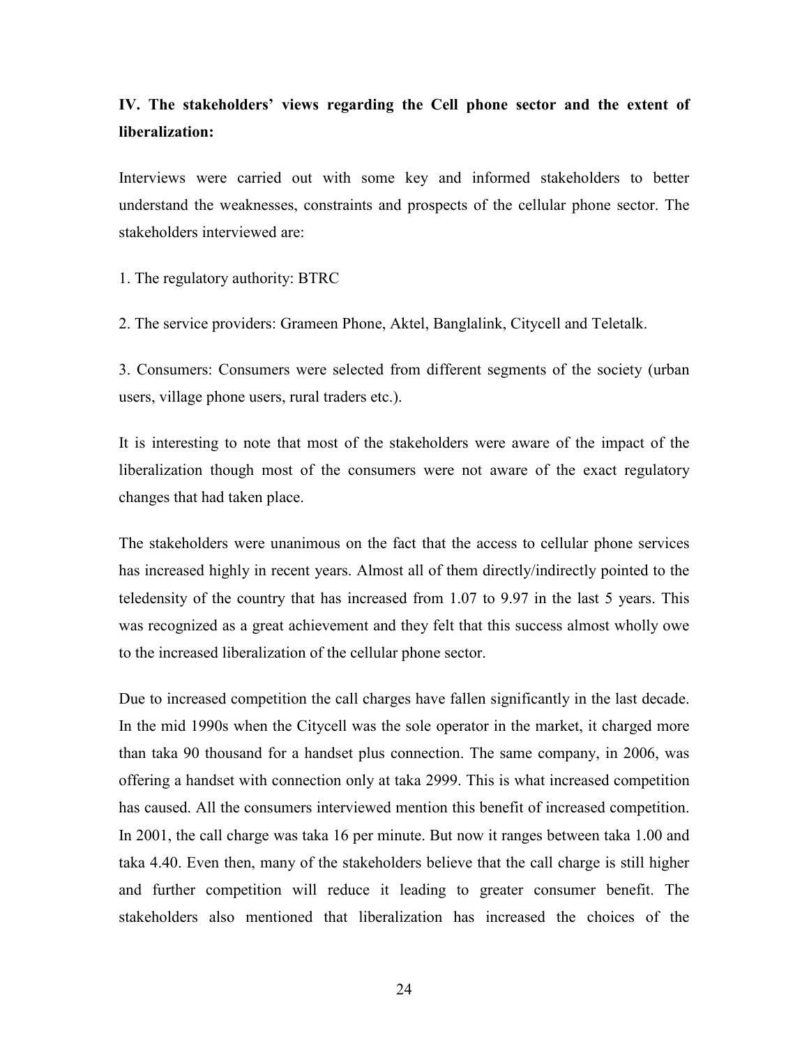### IV. The stakeholders' views regarding the Cell phone sector and the extent of liberalization:

Interviews were carried out with some key and informed stakeholders to better understand the weaknesses, constraints and prospects of the cellular phone sector. The stakeholders interviewed are:

1. The regulatory authority: BTRC

2. The service providers: Grameen Phone, Aktel, Banglalink, Citycell and Teletalk.

3. Consumers: Consumers were selected from different segments of the society (urban users, village phone users, rural traders etc.).

It is interesting to note that most of the stakeholders were aware of the impact of the liberalization though most of the consumers were not aware of the exact regulatory changes that had taken place.

The stakeholders were unanimous on the fact that the access to cellular phone services has increased highly in recent years. Almost all of them directly/indirectly pointed to the teledensity of the country that has increased from 1.07 to 9.97 in the last 5 years. This was recognized as a great achievement and they felt that this success almost wholly owe to the increased liberalization of the cellular phone sector.

Due to increased competition the call charges have fallen significantly in the last decade. In the mid 1990s when the Citycell was the sole operator in the market, it charged more than taka 90 thousand for a handset plus connection. The same company, in 2006, was offering a handset with connection only at taka 2999. This is what increased competition has caused. All the consumers interviewed mention this benefit of increased competition. In 2001, the call charge was taka 16 per minute. But now it ranges between taka 1.00 and taka 4.40. Even then, many of the stakeholders believe that the call charge is still higher and further competition will reduce it leading to greater consumer benefit. The stakeholders also mentioned that liberalization has increased the choices of the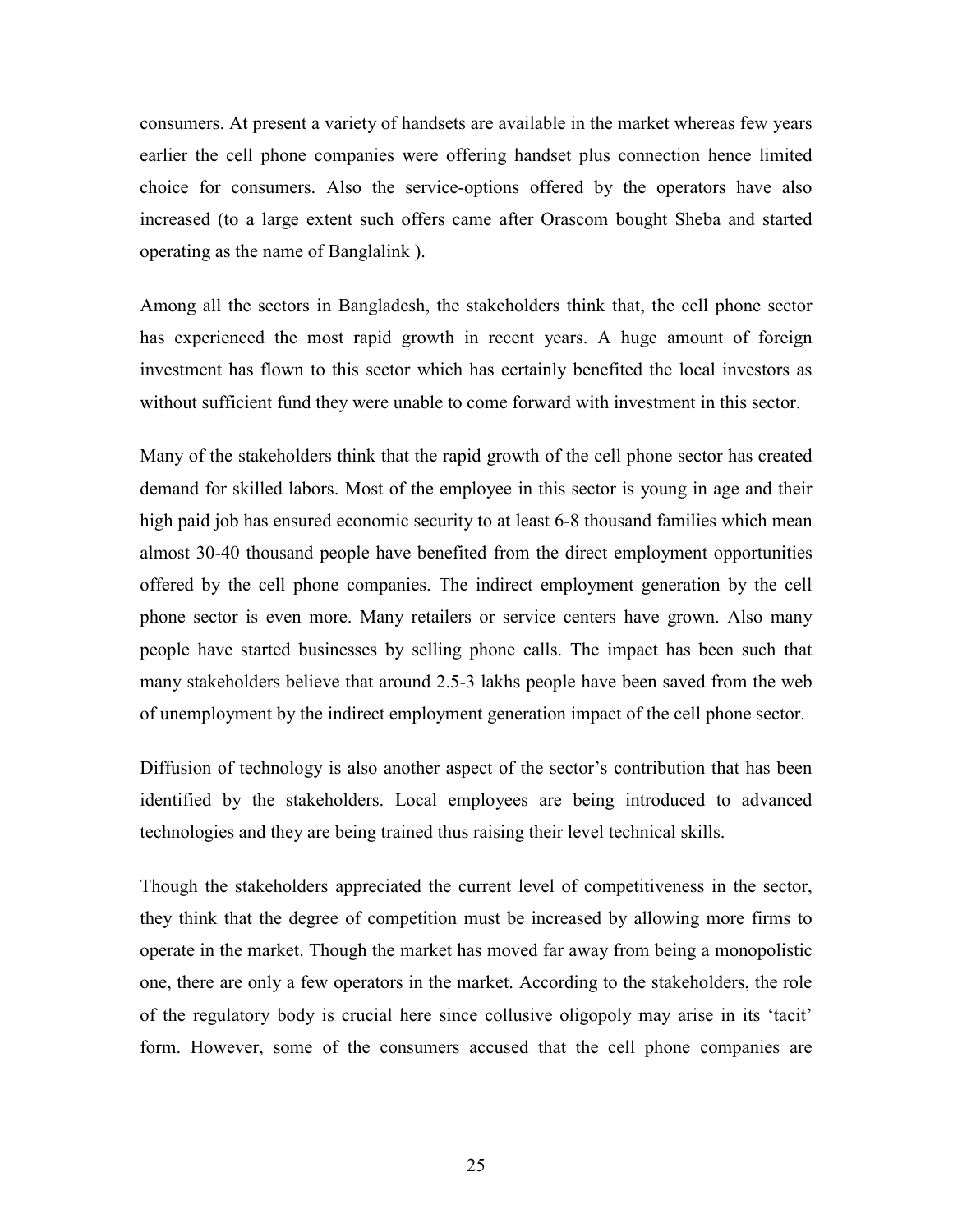consumers. At present a variety of handsets are available in the market whereas few years earlier the cell phone companies were offering handset plus connection hence limited choice for consumers. Also the service-options offered by the operators have also increased (to a large extent such offers came after Orascom bought Sheba and started operating as the name of Banglalink ).

Among all the sectors in Bangladesh, the stakeholders think that, the cell phone sector has experienced the most rapid growth in recent years. A huge amount of foreign investment has flown to this sector which has certainly benefited the local investors as without sufficient fund they were unable to come forward with investment in this sector.

Many of the stakeholders think that the rapid growth of the cell phone sector has created demand for skilled labors. Most of the employee in this sector is young in age and their high paid job has ensured economic security to at least 6-8 thousand families which mean almost 30-40 thousand people have benefited from the direct employment opportunities offered by the cell phone companies. The indirect employment generation by the cell phone sector is even more. Many retailers or service centers have grown. Also many people have started businesses by selling phone calls. The impact has been such that many stakeholders believe that around 2.5-3 lakhs people have been saved from the web of unemployment by the indirect employment generation impact of the cell phone sector.

Diffusion of technology is also another aspect of the sector's contribution that has been identified by the stakeholders. Local employees are being introduced to advanced technologies and they are being trained thus raising their level technical skills.

Though the stakeholders appreciated the current level of competitiveness in the sector, they think that the degree of competition must be increased by allowing more firms to operate in the market. Though the market has moved far away from being a monopolistic one, there are only a few operators in the market. According to the stakeholders, the role of the regulatory body is crucial here since collusive oligopoly may arise in its 'tacit' form. However, some of the consumers accused that the cell phone companies are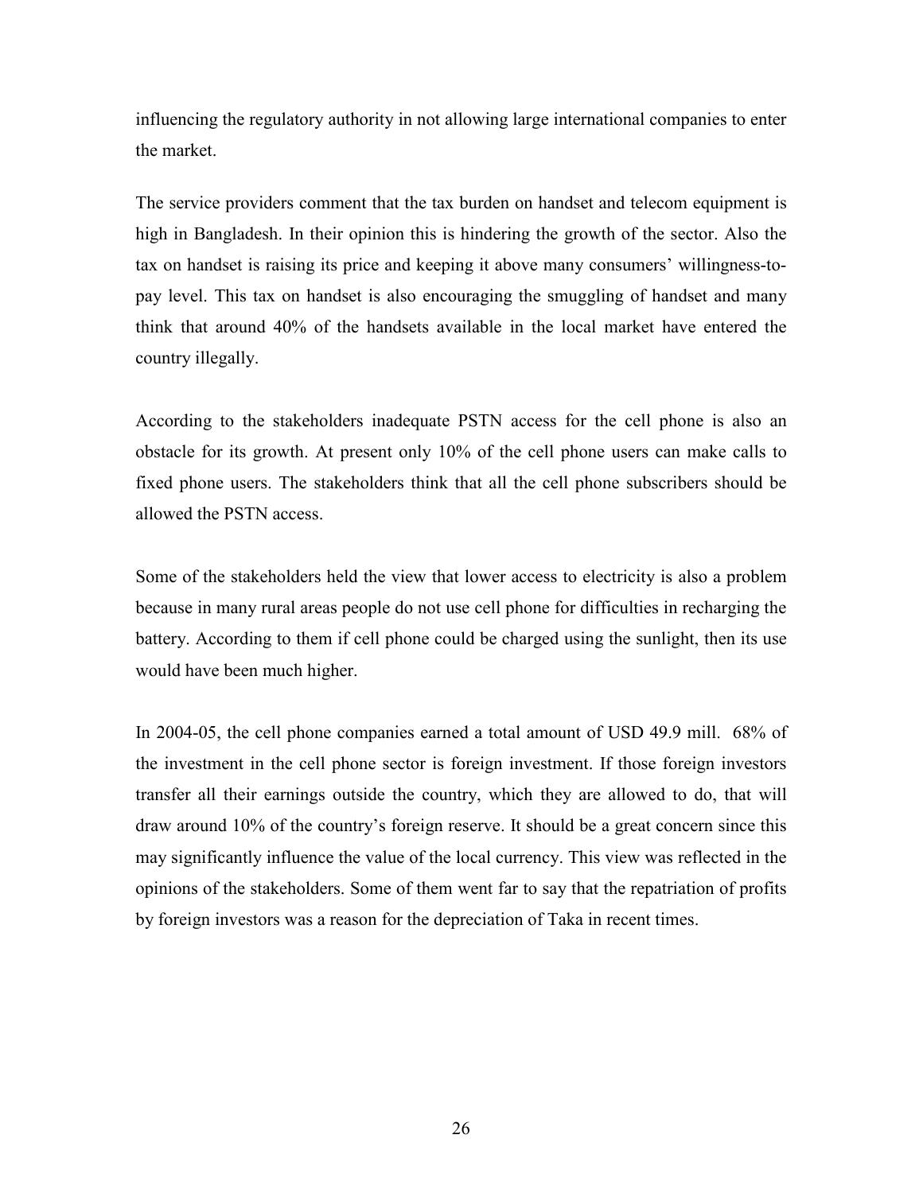influencing the regulatory authority in not allowing large international companies to enter the market.

The service providers comment that the tax burden on handset and telecom equipment is high in Bangladesh. In their opinion this is hindering the growth of the sector. Also the tax on handset is raising its price and keeping it above many consumers' willingness-to-pay level. This tax on handset is also encouraging the smuggling of handset and many think that around 40% of the handsets available in the local market have entered the country illegally.

According to the stakeholders inadequate PSTN access for the cell phone is also an obstacle for its growth. At present only 10% of the cell phone users can make calls to fixed phone users. The stakeholders think that all the cell phone subscribers should be allowed the PSTN access.

Some of the stakeholders held the view that lower access to electricity is also a problem because in many rural areas people do not use cell phone for difficulties in recharging the battery. According to them if cell phone could be charged using the sunlight, then its use would have been much higher.

In 2004-05, the cell phone companies earned a total amount of USD 49.9 mill. 68% of the investment in the cell phone sector is foreign investment. If those foreign investors transfer all their earnings outside the country, which they are allowed to do, that will draw around 10% of the country's foreign reserve. It should be a great concern since this may significantly influence the value of the local currency. This view was reflected in the opinions of the stakeholders. Some of them went far to say that the repatriation of profits by foreign investors was a reason for the depreciation of Taka in recent times.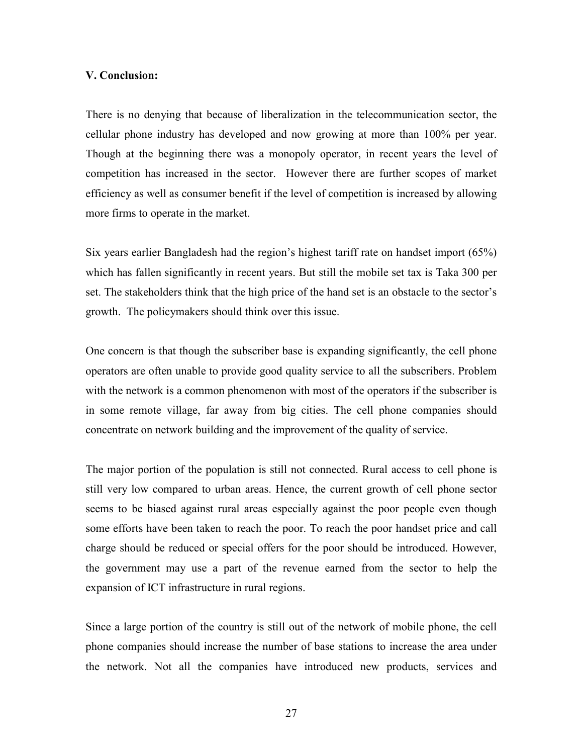**V. Conclusion:**

There is no denying that because of liberalization in the telecommunication sector, the cellular phone industry has developed and now growing at more than 100% per year. Though at the beginning there was a monopoly operator, in recent years the level of competition has increased in the sector. However there are further scopes of market efficiency as well as consumer benefit if the level of competition is increased by allowing more firms to operate in the market.

Six years earlier Bangladesh had the region's highest tariff rate on handset import (65%) which has fallen significantly in recent years. But still the mobile set tax is Taka 300 per set. The stakeholders think that the high price of the hand set is an obstacle to the sector's growth. The policymakers should think over this issue.

One concern is that though the subscriber base is expanding significantly, the cell phone operators are often unable to provide good quality service to all the subscribers. Problem with the network is a common phenomenon with most of the operators if the subscriber is in some remote village, far away from big cities. The cell phone companies should concentrate on network building and the improvement of the quality of service.

The major portion of the population is still not connected. Rural access to cell phone is still very low compared to urban areas. Hence, the current growth of cell phone sector seems to be biased against rural areas especially against the poor people even though some efforts have been taken to reach the poor. To reach the poor handset price and call charge should be reduced or special offers for the poor should be introduced. However, the government may use a part of the revenue earned from the sector to help the expansion of ICT infrastructure in rural regions.

Since a large portion of the country is still out of the network of mobile phone, the cell phone companies should increase the number of base stations to increase the area under the network. Not all the companies have introduced new products, services and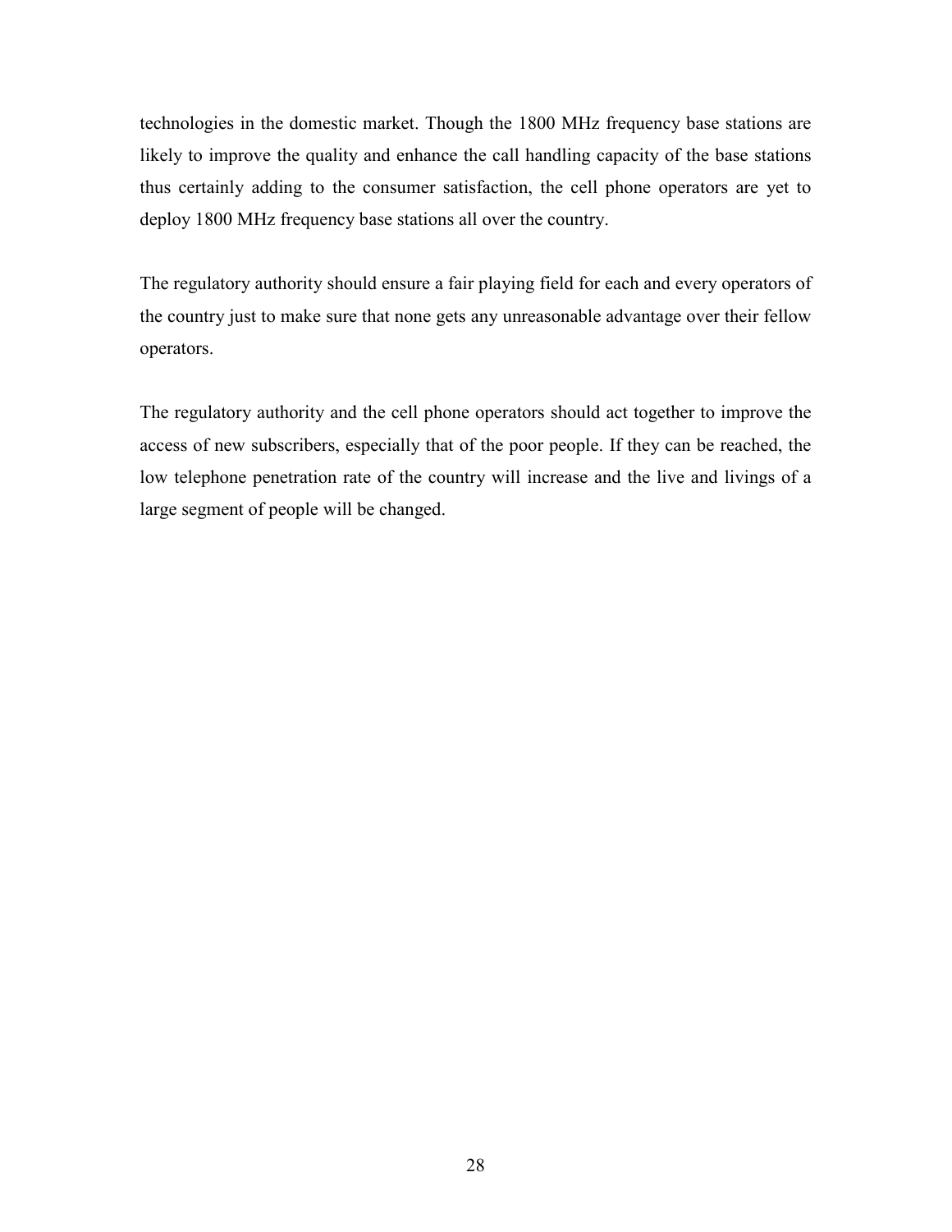technologies in the domestic market. Though the 1800 MHz frequency base stations are likely to improve the quality and enhance the call handling capacity of the base stations thus certainly adding to the consumer satisfaction, the cell phone operators are yet to deploy 1800 MHz frequency base stations all over the country.

The regulatory authority should ensure a fair playing field for each and every operators of the country just to make sure that none gets any unreasonable advantage over their fellow operators.

The regulatory authority and the cell phone operators should act together to improve the access of new subscribers, especially that of the poor people. If they can be reached, the low telephone penetration rate of the country will increase and the live and livings of a large segment of people will be changed.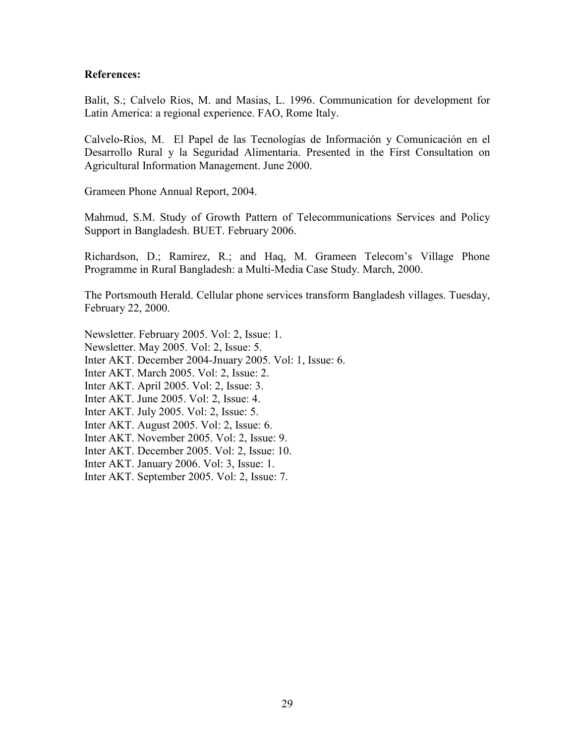**References:**

Balit, S.; Calvelo Rios, M. and Masias, L. 1996. Communication for development for Latin America: a regional experience. FAO, Rome Italy.

Calvelo-Ríos, M. El Papel de las Tecnologías de Información y Comunicación en el Desarrollo Rural y la Seguridad Alimentaria. Presented in the First Consultation on Agricultural Information Management. June 2000.

Grameen Phone Annual Report, 2004.

Mahmud, S.M. Study of Growth Pattern of Telecommunications Services and Policy Support in Bangladesh. BUET. February 2006.

Richardson, D.; Ramirez, R.; and Haq, M. Grameen Telecom's Village Phone Programme in Rural Bangladesh: a Multi-Media Case Study. March, 2000.

The Portsmouth Herald. Cellular phone services transform Bangladesh villages. Tuesday, February 22, 2000.

Newsletter. February 2005. Vol: 2, Issue: 1.  
Newsletter. May 2005. Vol: 2, Issue: 5.  
Inter AKT. December 2004-Jnuary 2005. Vol: 1, Issue: 6.  
Inter AKT. March 2005. Vol: 2, Issue: 2.  
Inter AKT. April 2005. Vol: 2, Issue: 3.  
Inter AKT. June 2005. Vol: 2, Issue: 4.  
Inter AKT. July 2005. Vol: 2, Issue: 5.  
Inter AKT. August 2005. Vol: 2, Issue: 6.  
Inter AKT. November 2005. Vol: 2, Issue: 9.  
Inter AKT. December 2005. Vol: 2, Issue: 10.  
Inter AKT. January 2006. Vol: 3, Issue: 1.  
Inter AKT. September 2005. Vol: 2, Issue: 7.